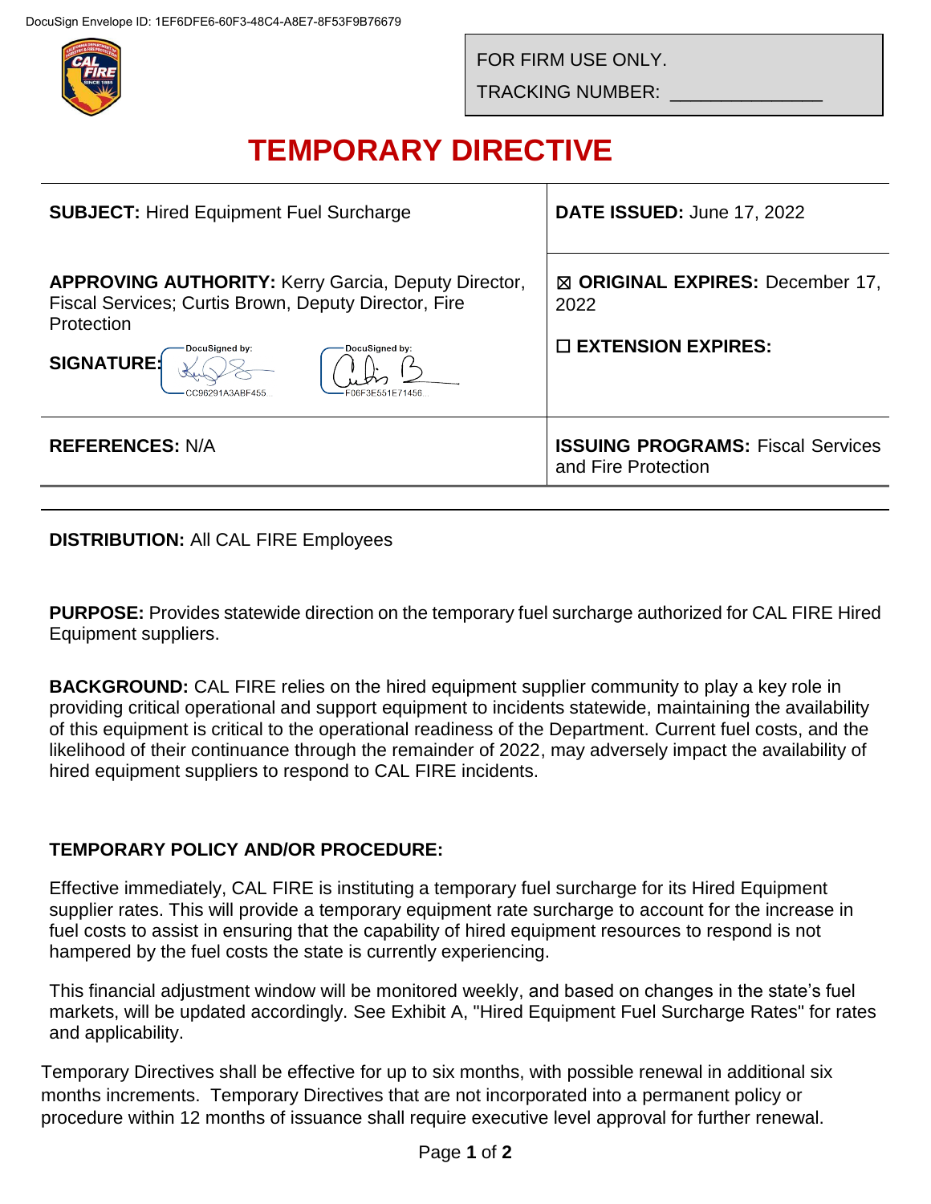DocuSign Envelope ID: 1EF6DFE6-60F3-48C4-A8E7-8F53F9B76679

FOR FIRM USE ONLY.

TRACKING NUMBER: ______________

# TEMPORARY DIRECTIVE

| | |
|---|---|
| **SUBJECT:** Hired Equipment Fuel Surcharge | **DATE ISSUED:** June 17, 2022 |
| **APPROVING AUTHORITY:** Kerry Garcia, Deputy Director, Fiscal Services; Curtis Brown, Deputy Director, Fire Protection<br><br>**SIGNATURE:** DocuSigned by: CC96291A3ABF455... DocuSigned by: F06F3E551E71456... | ☒ **ORIGINAL EXPIRES:** December 17, 2022<br><br>☐ **EXTENSION EXPIRES:** |
| **REFERENCES:** N/A | **ISSUING PROGRAMS:** Fiscal Services and Fire Protection |

**DISTRIBUTION:** All CAL FIRE Employees

**PURPOSE:** Provides statewide direction on the temporary fuel surcharge authorized for CAL FIRE Hired Equipment suppliers.

**BACKGROUND:** CAL FIRE relies on the hired equipment supplier community to play a key role in providing critical operational and support equipment to incidents statewide, maintaining the availability of this equipment is critical to the operational readiness of the Department. Current fuel costs, and the likelihood of their continuance through the remainder of 2022, may adversely impact the availability of hired equipment suppliers to respond to CAL FIRE incidents.

**TEMPORARY POLICY AND/OR PROCEDURE:**

Effective immediately, CAL FIRE is instituting a temporary fuel surcharge for its Hired Equipment supplier rates. This will provide a temporary equipment rate surcharge to account for the increase in fuel costs to assist in ensuring that the capability of hired equipment resources to respond is not hampered by the fuel costs the state is currently experiencing.

This financial adjustment window will be monitored weekly, and based on changes in the state's fuel markets, will be updated accordingly. See Exhibit A, "Hired Equipment Fuel Surcharge Rates" for rates and applicability.

Temporary Directives shall be effective for up to six months, with possible renewal in additional six months increments. Temporary Directives that are not incorporated into a permanent policy or procedure within 12 months of issuance shall require executive level approval for further renewal.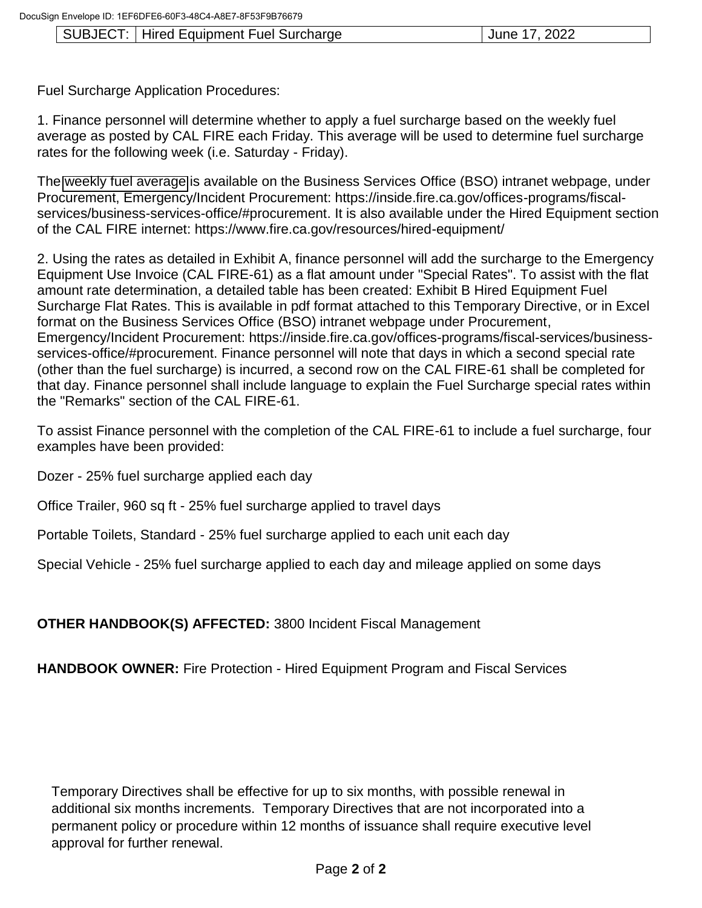| SUBJECT: | Hired Equipment Fuel Surcharge | June 17, 2022 |
|---|---|---|

Fuel Surcharge Application Procedures:

1. Finance personnel will determine whether to apply a fuel surcharge based on the weekly fuel average as posted by CAL FIRE each Friday. This average will be used to determine fuel surcharge rates for the following week (i.e. Saturday - Friday).

The weekly fuel average is available on the Business Services Office (BSO) intranet webpage, under Procurement, Emergency/Incident Procurement: https://inside.fire.ca.gov/offices-programs/fiscal-services/business-services-office/#procurement. It is also available under the Hired Equipment section of the CAL FIRE internet: https://www.fire.ca.gov/resources/hired-equipment/

2. Using the rates as detailed in Exhibit A, finance personnel will add the surcharge to the Emergency Equipment Use Invoice (CAL FIRE-61) as a flat amount under "Special Rates". To assist with the flat amount rate determination, a detailed table has been created: Exhibit B Hired Equipment Fuel Surcharge Flat Rates. This is available in pdf format attached to this Temporary Directive, or in Excel format on the Business Services Office (BSO) intranet webpage under Procurement, Emergency/Incident Procurement: https://inside.fire.ca.gov/offices-programs/fiscal-services/business-services-office/#procurement. Finance personnel will note that days in which a second special rate (other than the fuel surcharge) is incurred, a second row on the CAL FIRE-61 shall be completed for that day. Finance personnel shall include language to explain the Fuel Surcharge special rates within the "Remarks" section of the CAL FIRE-61.

To assist Finance personnel with the completion of the CAL FIRE-61 to include a fuel surcharge, four examples have been provided:

Dozer - 25% fuel surcharge applied each day

Office Trailer, 960 sq ft - 25% fuel surcharge applied to travel days

Portable Toilets, Standard - 25% fuel surcharge applied to each unit each day

Special Vehicle - 25% fuel surcharge applied to each day and mileage applied on some days

**OTHER HANDBOOK(S) AFFECTED:** 3800 Incident Fiscal Management

**HANDBOOK OWNER:** Fire Protection - Hired Equipment Program and Fiscal Services

Temporary Directives shall be effective for up to six months, with possible renewal in additional six months increments. Temporary Directives that are not incorporated into a permanent policy or procedure within 12 months of issuance shall require executive level approval for further renewal.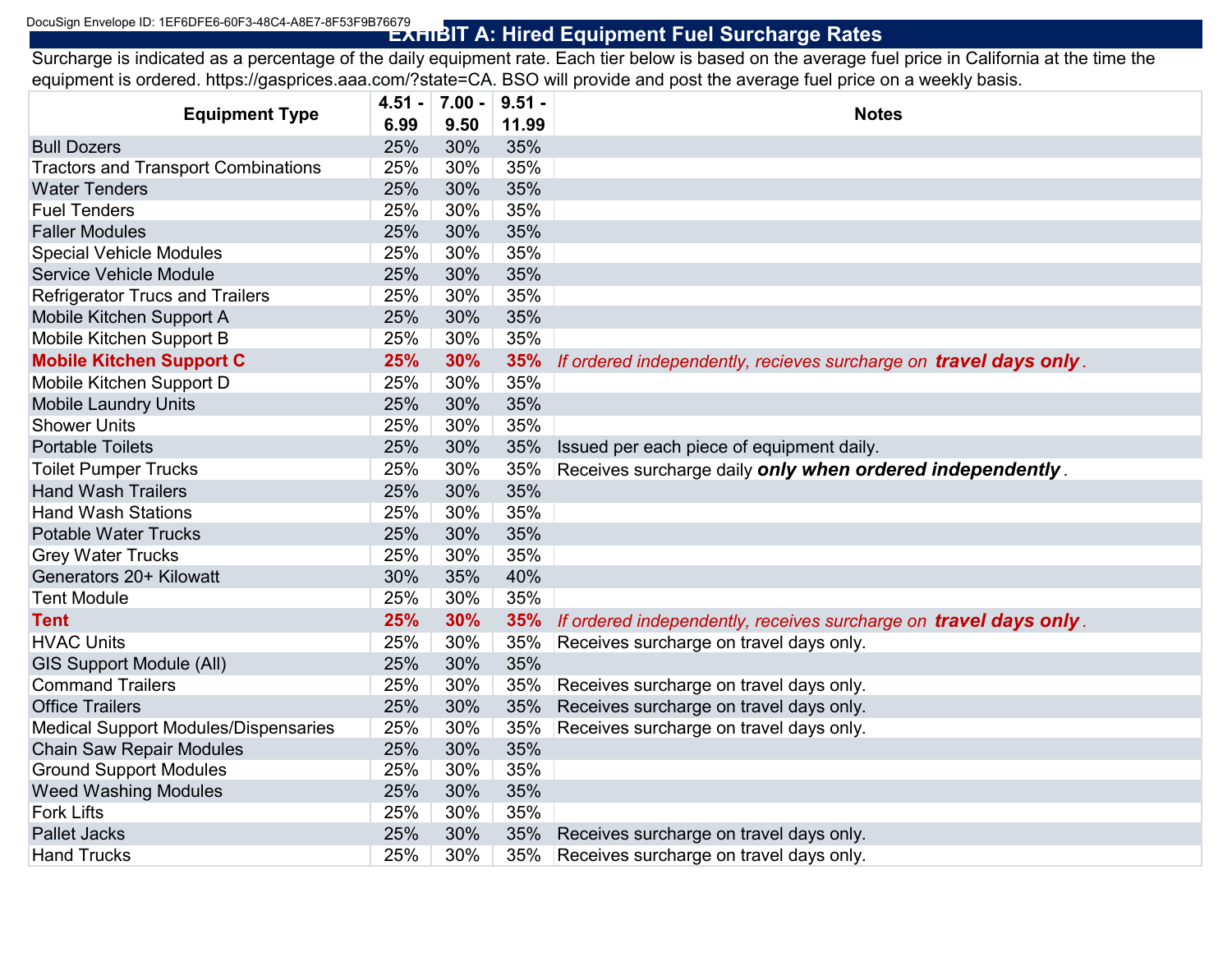# EXHIBIT A: Hired Equipment Fuel Surcharge Rates

Surcharge is indicated as a percentage of the daily equipment rate. Each tier below is based on the average fuel price in California at the time the equipment is ordered. https://gasprices.aaa.com/?state=CA. BSO will provide and post the average fuel price on a weekly basis.

| Equipment Type | 4.51 - 6.99 | 7.00 - 9.50 | 9.51 - 11.99 | Notes |
|---|---|---|---|---|
| Bull Dozers | 25% | 30% | 35% | |
| Tractors and Transport Combinations | 25% | 30% | 35% | |
| Water Tenders | 25% | 30% | 35% | |
| Fuel Tenders | 25% | 30% | 35% | |
| Faller Modules | 25% | 30% | 35% | |
| Special Vehicle Modules | 25% | 30% | 35% | |
| Service Vehicle Module | 25% | 30% | 35% | |
| Refrigerator Trucs and Trailers | 25% | 30% | 35% | |
| Mobile Kitchen Support A | 25% | 30% | 35% | |
| Mobile Kitchen Support B | 25% | 30% | 35% | |
| **Mobile Kitchen Support C** | **25%** | **30%** | **35%** | *If ordered independently, recieves surcharge on **travel days only**.* |
| Mobile Kitchen Support D | 25% | 30% | 35% | |
| Mobile Laundry Units | 25% | 30% | 35% | |
| Shower Units | 25% | 30% | 35% | |
| Portable Toilets | 25% | 30% | 35% | Issued per each piece of equipment daily. |
| Toilet Pumper Trucks | 25% | 30% | 35% | Receives surcharge daily ***only when ordered independently***. |
| Hand Wash Trailers | 25% | 30% | 35% | |
| Hand Wash Stations | 25% | 30% | 35% | |
| Potable Water Trucks | 25% | 30% | 35% | |
| Grey Water Trucks | 25% | 30% | 35% | |
| Generators 20+ Kilowatt | 30% | 35% | 40% | |
| Tent Module | 25% | 30% | 35% | |
| **Tent** | **25%** | **30%** | **35%** | *If ordered independently, receives surcharge on **travel days only**.* |
| HVAC Units | 25% | 30% | 35% | Receives surcharge on travel days only. |
| GIS Support Module (All) | 25% | 30% | 35% | |
| Command Trailers | 25% | 30% | 35% | Receives surcharge on travel days only. |
| Office Trailers | 25% | 30% | 35% | Receives surcharge on travel days only. |
| Medical Support Modules/Dispensaries | 25% | 30% | 35% | Receives surcharge on travel days only. |
| Chain Saw Repair Modules | 25% | 30% | 35% | |
| Ground Support Modules | 25% | 30% | 35% | |
| Weed Washing Modules | 25% | 30% | 35% | |
| Fork Lifts | 25% | 30% | 35% | |
| Pallet Jacks | 25% | 30% | 35% | Receives surcharge on travel days only. |
| Hand Trucks | 25% | 30% | 35% | Receives surcharge on travel days only. |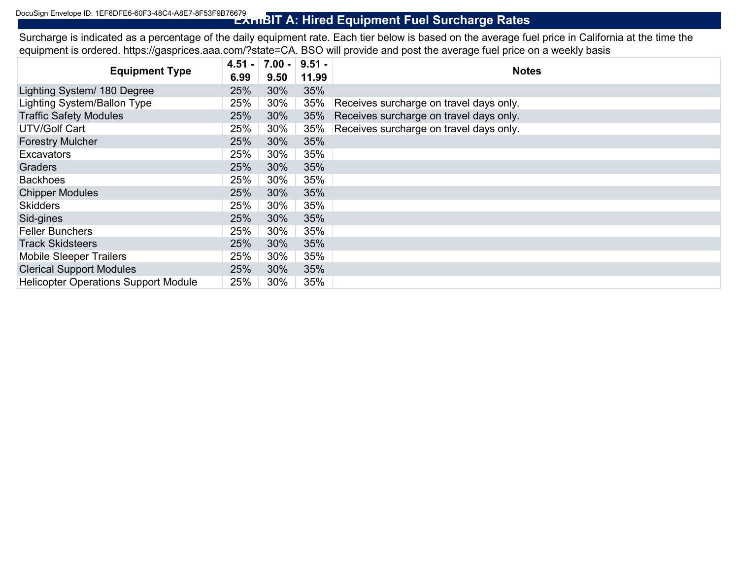# EXHIBIT A: Hired Equipment Fuel Surcharge Rates

Surcharge is indicated as a percentage of the daily equipment rate. Each tier below is based on the average fuel price in California at the time the equipment is ordered. https://gasprices.aaa.com/?state=CA. BSO will provide and post the average fuel price on a weekly basis

| Equipment Type | 4.51 - 6.99 | 7.00 - 9.50 | 9.51 - 11.99 | Notes |
|---|---|---|---|---|
| Lighting System/ 180 Degree | 25% | 30% | 35% | |
| Lighting System/Ballon Type | 25% | 30% | 35% | Receives surcharge on travel days only. |
| Traffic Safety Modules | 25% | 30% | 35% | Receives surcharge on travel days only. |
| UTV/Golf Cart | 25% | 30% | 35% | Receives surcharge on travel days only. |
| Forestry Mulcher | 25% | 30% | 35% | |
| Excavators | 25% | 30% | 35% | |
| Graders | 25% | 30% | 35% | |
| Backhoes | 25% | 30% | 35% | |
| Chipper Modules | 25% | 30% | 35% | |
| Skidders | 25% | 30% | 35% | |
| Sid-gines | 25% | 30% | 35% | |
| Feller Bunchers | 25% | 30% | 35% | |
| Track Skidsteers | 25% | 30% | 35% | |
| Mobile Sleeper Trailers | 25% | 30% | 35% | |
| Clerical Support Modules | 25% | 30% | 35% | |
| Helicopter Operations Support Module | 25% | 30% | 35% | |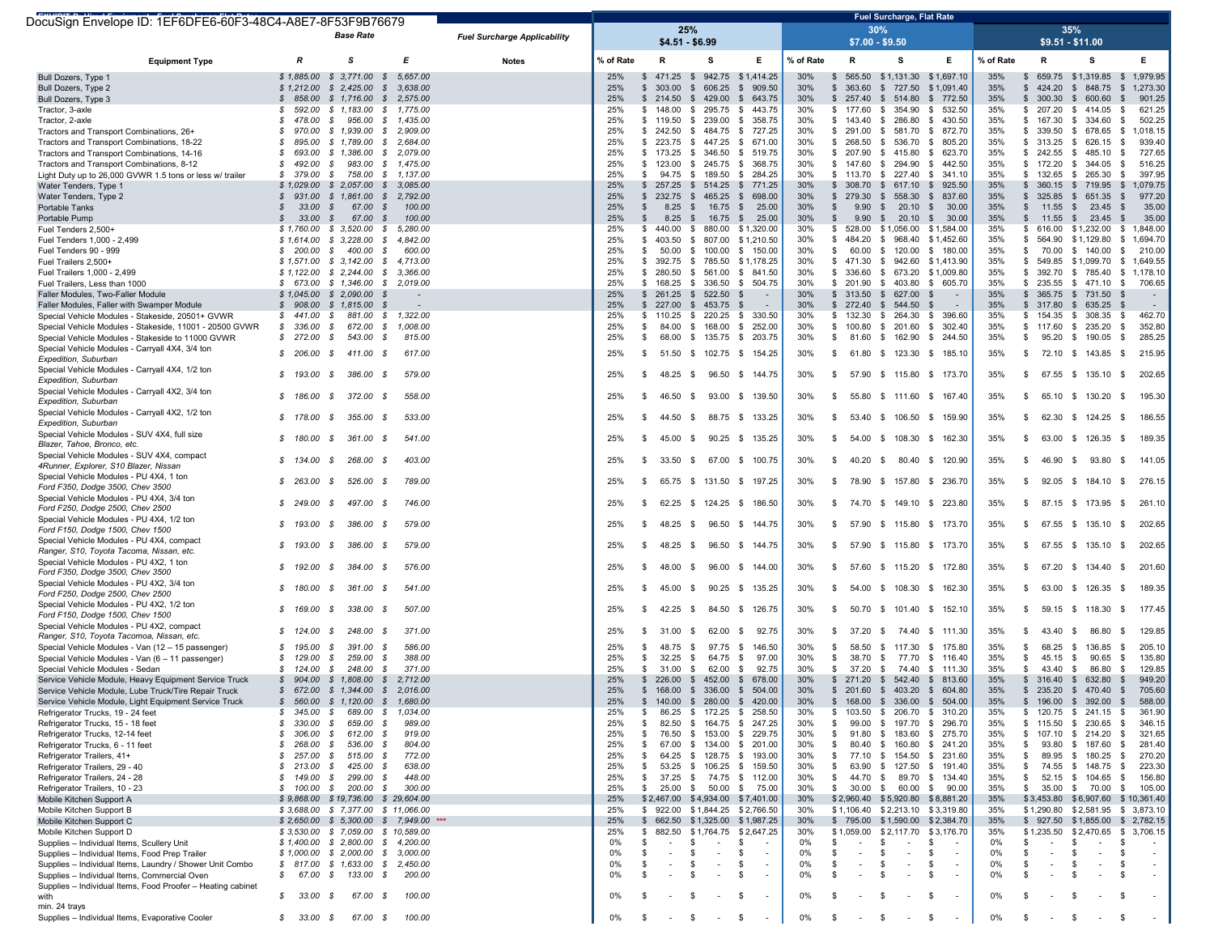DocuSign Envelope ID: 1EF6DFE6-60F3-48C4-A8E7-8F53F9B76679

| Equipment Type | Base Rate R | Base Rate S | Base Rate E | Fuel Surcharge Applicability Notes | 25% $4.51 - $6.99 % of Rate | R | S | E | 30% $7.00 - $9.50 % of Rate | R | S | E | 35% $9.51 - $11.00 % of Rate | R | S | E |
|---|---|---|---|---|---|---|---|---|---|---|---|---|---|---|---|---|
| Bull Dozers, Type 1 | $ 1,885.00 | $ 3,771.00 | $ 5,657.00 | | 25% | $ 471.25 | $ 942.75 | $ 1,414.25 | 30% | $ 565.50 | $ 1,131.30 | $ 1,697.10 | 35% | $ 659.75 | $ 1,319.85 | $ 1,979.95 |
| Bull Dozers, Type 2 | $ 1,212.00 | $ 2,425.00 | $ 3,638.00 | | 25% | $ 303.00 | $ 606.25 | $ 909.50 | 30% | $ 363.60 | $ 727.50 | $ 1,091.40 | 35% | $ 424.20 | $ 848.75 | $ 1,273.30 |
| Bull Dozers, Type 3 | $ 858.00 | $ 1,716.00 | $ 2,575.00 | | 25% | $ 214.50 | $ 429.00 | $ 643.75 | 30% | $ 257.40 | $ 514.80 | $ 772.50 | 35% | $ 300.30 | $ 600.60 | $ 901.25 |
| Tractor, 3-axle | $ 592.00 | $ 1,183.00 | $ 1,775.00 | | 25% | $ 148.00 | $ 295.75 | $ 443.75 | 30% | $ 177.60 | $ 354.90 | $ 532.50 | 35% | $ 207.20 | $ 414.05 | $ 621.25 |
| Tractor, 2-axle | $ 478.00 | $ 956.00 | $ 1,435.00 | | 25% | $ 119.50 | $ 239.00 | $ 358.75 | 30% | $ 143.40 | $ 286.80 | $ 430.50 | 35% | $ 167.30 | $ 334.60 | $ 502.25 |
| Tractors and Transport Combinations, 26+ | $ 970.00 | $ 1,939.00 | $ 2,909.00 | | 25% | $ 242.50 | $ 484.75 | $ 727.25 | 30% | $ 291.00 | $ 581.70 | $ 872.70 | 35% | $ 339.50 | $ 678.65 | $ 1,018.15 |
| Tractors and Transport Combinations, 18-22 | $ 895.00 | $ 1,789.00 | $ 2,684.00 | | 25% | $ 223.75 | $ 447.25 | $ 671.00 | 30% | $ 268.50 | $ 536.70 | $ 805.20 | 35% | $ 313.25 | $ 626.15 | $ 939.40 |
| Tractors and Transport Combinations, 14-16 | $ 693.00 | $ 1,386.00 | $ 2,079.00 | | 25% | $ 173.25 | $ 346.50 | $ 519.75 | 30% | $ 207.90 | $ 415.80 | $ 623.70 | 35% | $ 242.55 | $ 485.10 | $ 727.65 |
| Tractors and Transport Combinations, 8-12 | $ 492.00 | $ 983.00 | $ 1,475.00 | | 25% | $ 123.00 | $ 245.75 | $ 368.75 | 30% | $ 147.60 | $ 294.90 | $ 442.50 | 35% | $ 172.20 | $ 344.05 | $ 516.25 |
| Light Duty up to 26,000 GVWR 1.5 tons or less w/ trailer | $ 379.00 | $ 758.00 | $ 1,137.00 | | 25% | $ 94.75 | $ 189.50 | $ 284.25 | 30% | $ 113.70 | $ 227.40 | $ 341.10 | 35% | $ 132.65 | $ 265.30 | $ 397.95 |
| Water Tenders, Type 1 | $ 1,029.00 | $ 2,057.00 | $ 3,085.00 | | 25% | $ 257.25 | $ 514.25 | $ 771.25 | 30% | $ 308.70 | $ 617.10 | $ 925.50 | 35% | $ 360.15 | $ 719.95 | $ 1,079.75 |
| Water Tenders, Type 2 | $ 931.00 | $ 1,861.00 | $ 2,792.00 | | 25% | $ 232.75 | $ 465.25 | $ 698.00 | 30% | $ 279.30 | $ 558.30 | $ 837.60 | 35% | $ 325.85 | $ 651.35 | $ 977.20 |
| Portable Tanks | $ 33.00 | $ 67.00 | $ 100.00 | | 25% | $ 8.25 | $ 16.75 | $ 25.00 | 30% | $ 9.90 | $ 20.10 | $ 30.00 | 35% | $ 11.55 | $ 23.45 | $ 35.00 |
| Portable Pump | $ 33.00 | $ 67.00 | $ 100.00 | | 25% | $ 8.25 | $ 16.75 | $ 25.00 | 30% | $ 9.90 | $ 20.10 | $ 30.00 | 35% | $ 11.55 | $ 23.45 | $ 35.00 |
| Fuel Tenders 2,500+ | $ 1,760.00 | $ 3,520.00 | $ 5,280.00 | | 25% | $ 440.00 | $ 880.00 | $ 1,320.00 | 30% | $ 528.00 | $ 1,056.00 | $ 1,584.00 | 35% | $ 616.00 | $ 1,232.00 | $ 1,848.00 |
| Fuel Tenders 1,000 - 2,499 | $ 1,614.00 | $ 3,228.00 | $ 4,842.00 | | 25% | $ 403.50 | $ 807.00 | $ 1,210.50 | 30% | $ 484.20 | $ 968.40 | $ 1,452.60 | 35% | $ 564.90 | $ 1,129.80 | $ 1,694.70 |
| Fuel Tenders 90 - 999 | $ 200.00 | $ 400.00 | $ 600.00 | | 25% | $ 50.00 | $ 100.00 | $ 150.00 | 30% | $ 60.00 | $ 120.00 | $ 180.00 | 35% | $ 70.00 | $ 140.00 | $ 210.00 |
| Fuel Trailers 2,500+ | $ 1,571.00 | $ 3,142.00 | $ 4,713.00 | | 25% | $ 392.75 | $ 785.50 | $ 1,178.25 | 30% | $ 471.30 | $ 942.60 | $ 1,413.90 | 35% | $ 549.85 | $ 1,099.70 | $ 1,649.55 |
| Fuel Trailers 1,000 - 2,499 | $ 1,122.00 | $ 2,244.00 | $ 3,366.00 | | 25% | $ 280.50 | $ 561.00 | $ 841.50 | 30% | $ 336.60 | $ 673.20 | $ 1,009.80 | 35% | $ 392.70 | $ 785.40 | $ 1,178.10 |
| Fuel Trailers, Less than 1000 | $ 673.00 | $ 1,346.00 | $ 2,019.00 | | 25% | $ 168.25 | $ 336.50 | $ 504.75 | 30% | $ 201.90 | $ 403.80 | $ 605.70 | 35% | $ 235.55 | $ 471.10 | $ 706.65 |
| Faller Modules, Two-Faller Module | $ 1,045.00 | $ 2,090.00 | $ - | | 25% | $ 261.25 | $ 522.50 | $ - | 30% | $ 313.50 | $ 627.00 | $ - | 35% | $ 365.75 | $ 731.50 | $ - |
| Faller Modules, Faller with Swamper Module | $ 908.00 | $ 1,815.00 | $ - | | 25% | $ 227.00 | $ 453.75 | $ - | 30% | $ 272.40 | $ 544.50 | $ - | 35% | $ 317.80 | $ 635.25 | $ - |
| Special Vehicle Modules - Stakeside, 20501+ GVWR | $ 441.00 | $ 881.00 | $ 1,322.00 | | 25% | $ 110.25 | $ 220.25 | $ 330.50 | 30% | $ 132.30 | $ 264.30 | $ 396.60 | 35% | $ 154.35 | $ 308.35 | $ 462.70 |
| Special Vehicle Modules - Stakeside, 11001 - 20500 GVWR | $ 336.00 | $ 672.00 | $ 1,008.00 | | 25% | $ 84.00 | $ 168.00 | $ 252.00 | 30% | $ 100.80 | $ 201.60 | $ 302.40 | 35% | $ 117.60 | $ 235.20 | $ 352.80 |
| Special Vehicle Modules - Stakeside to 11000 GVWR | $ 272.00 | $ 543.00 | $ 815.00 | | 25% | $ 68.00 | $ 135.75 | $ 203.75 | 30% | $ 81.60 | $ 162.90 | $ 244.50 | 35% | $ 95.20 | $ 190.05 | $ 285.25 |
| Special Vehicle Modules - Carryall 4X4, 3/4 ton *Expedition, Suburban* | $ 206.00 | $ 411.00 | $ 617.00 | | 25% | $ 51.50 | $ 102.75 | $ 154.25 | 30% | $ 61.80 | $ 123.30 | $ 185.10 | 35% | $ 72.10 | $ 143.85 | $ 215.95 |
| Special Vehicle Modules - Carryall 4X4, 1/2 ton *Expedition, Suburban* | $ 193.00 | $ 386.00 | $ 579.00 | | 25% | $ 48.25 | $ 96.50 | $ 144.75 | 30% | $ 57.90 | $ 115.80 | $ 173.70 | 35% | $ 67.55 | $ 135.10 | $ 202.65 |
| Special Vehicle Modules - Carryall 4X2, 3/4 ton *Expedition, Suburban* | $ 186.00 | $ 372.00 | $ 558.00 | | 25% | $ 46.50 | $ 93.00 | $ 139.50 | 30% | $ 55.80 | $ 111.60 | $ 167.40 | 35% | $ 65.10 | $ 130.20 | $ 195.30 |
| Special Vehicle Modules - Carryall 4X2, 1/2 ton *Expedition, Suburban* | $ 178.00 | $ 355.00 | $ 533.00 | | 25% | $ 44.50 | $ 88.75 | $ 133.25 | 30% | $ 53.40 | $ 106.50 | $ 159.90 | 35% | $ 62.30 | $ 124.25 | $ 186.55 |
| Special Vehicle Modules - SUV 4X4, full size *Blazer, Tahoe, Bronco, etc.* | $ 180.00 | $ 361.00 | $ 541.00 | | 25% | $ 45.00 | $ 90.25 | $ 135.25 | 30% | $ 54.00 | $ 108.30 | $ 162.30 | 35% | $ 63.00 | $ 126.35 | $ 189.35 |
| Special Vehicle Modules - SUV 4X4, compact *4Runner, Explorer, S10 Blazer, Nissan* | $ 134.00 | $ 268.00 | $ 403.00 | | 25% | $ 33.50 | $ 67.00 | $ 100.75 | 30% | $ 40.20 | $ 80.40 | $ 120.90 | 35% | $ 46.90 | $ 93.80 | $ 141.05 |
| Special Vehicle Modules - PU 4X4, 1 ton *Ford F350, Dodge 3500, Chev 3500* | $ 263.00 | $ 526.00 | $ 789.00 | | 25% | $ 65.75 | $ 131.50 | $ 197.25 | 30% | $ 78.90 | $ 157.80 | $ 236.70 | 35% | $ 92.05 | $ 184.10 | $ 276.15 |
| Special Vehicle Modules - PU 4X4, 3/4 ton *Ford F250, Dodge 2500, Chev 2500* | $ 249.00 | $ 497.00 | $ 746.00 | | 25% | $ 62.25 | $ 124.25 | $ 186.50 | 30% | $ 74.70 | $ 149.10 | $ 223.80 | 35% | $ 87.15 | $ 173.95 | $ 261.10 |
| Special Vehicle Modules - PU 4X4, 1/2 ton *Ford F150, Dodge 1500, Chev 1500* | $ 193.00 | $ 386.00 | $ 579.00 | | 25% | $ 48.25 | $ 96.50 | $ 144.75 | 30% | $ 57.90 | $ 115.80 | $ 173.70 | 35% | $ 67.55 | $ 135.10 | $ 202.65 |
| Special Vehicle Modules - PU 4X4, compact *Ranger, S10, Toyota Tacoma, Nissan, etc.* | $ 193.00 | $ 386.00 | $ 579.00 | | 25% | $ 48.25 | $ 96.50 | $ 144.75 | 30% | $ 57.90 | $ 115.80 | $ 173.70 | 35% | $ 67.55 | $ 135.10 | $ 202.65 |
| Special Vehicle Modules - PU 4X2, 1 ton *Ford F350, Dodge 3500, Chev 3500* | $ 192.00 | $ 384.00 | $ 576.00 | | 25% | $ 48.00 | $ 96.00 | $ 144.00 | 30% | $ 57.60 | $ 115.20 | $ 172.80 | 35% | $ 67.20 | $ 134.40 | $ 201.60 |
| Special Vehicle Modules - PU 4X2, 3/4 ton *Ford F250, Dodge 2500, Chev 2500* | $ 180.00 | $ 361.00 | $ 541.00 | | 25% | $ 45.00 | $ 90.25 | $ 135.25 | 30% | $ 54.00 | $ 108.30 | $ 162.30 | 35% | $ 63.00 | $ 126.35 | $ 189.35 |
| Special Vehicle Modules - PU 4X2, 1/2 ton *Ford F150, Dodge 1500, Chev 1500* | $ 169.00 | $ 338.00 | $ 507.00 | | 25% | $ 42.25 | $ 84.50 | $ 126.75 | 30% | $ 50.70 | $ 101.40 | $ 152.10 | 35% | $ 59.15 | $ 118.30 | $ 177.45 |
| Special Vehicle Modules - PU 4X2, compact *Ranger, S10, Toyota Tacoma, Nissan, etc.* | $ 124.00 | $ 248.00 | $ 371.00 | | 25% | $ 31.00 | $ 62.00 | $ 92.75 | 30% | $ 37.20 | $ 74.40 | $ 111.30 | 35% | $ 43.40 | $ 86.80 | $ 129.85 |
| Special Vehicle Modules - Van (12 – 15 passenger) | $ 195.00 | $ 391.00 | $ 586.00 | | 25% | $ 48.75 | $ 97.75 | $ 146.50 | 30% | $ 58.50 | $ 117.30 | $ 175.80 | 35% | $ 68.25 | $ 136.85 | $ 205.10 |
| Special Vehicle Modules - Van (6 – 11 passenger) | $ 129.00 | $ 259.00 | $ 388.00 | | 25% | $ 32.25 | $ 64.75 | $ 97.00 | 30% | $ 38.70 | $ 77.70 | $ 116.40 | 35% | $ 45.15 | $ 90.65 | $ 135.80 |
| Special Vehicle Modules - Sedan | $ 124.00 | $ 248.00 | $ 371.00 | | 25% | $ 31.00 | $ 62.00 | $ 92.75 | 30% | $ 37.20 | $ 74.40 | $ 111.30 | 35% | $ 43.40 | $ 86.80 | $ 129.85 |
| Service Vehicle Module, Heavy Equipment Service Truck | $ 904.00 | $ 1,808.00 | $ 2,712.00 | | 25% | $ 226.00 | $ 452.00 | $ 678.00 | 30% | $ 271.20 | $ 542.40 | $ 813.60 | 35% | $ 316.40 | $ 632.80 | $ 949.20 |
| Service Vehicle Module, Lube Truck/Tire Repair Truck | $ 672.00 | $ 1,344.00 | $ 2,016.00 | | 25% | $ 168.00 | $ 336.00 | $ 504.00 | 30% | $ 201.60 | $ 403.20 | $ 604.80 | 35% | $ 235.20 | $ 470.40 | $ 705.60 |
| Service Vehicle Module, Light Equipment Service Truck | $ 560.00 | $ 1,120.00 | $ 1,680.00 | | 25% | $ 140.00 | $ 280.00 | $ 420.00 | 30% | $ 168.00 | $ 336.00 | $ 504.00 | 35% | $ 196.00 | $ 392.00 | $ 588.00 |
| Refrigerator Trucks, 19 - 24 feet | $ 345.00 | $ 689.00 | $ 1,034.00 | | 25% | $ 86.25 | $ 172.25 | $ 258.50 | 30% | $ 103.50 | $ 206.70 | $ 310.20 | 35% | $ 120.75 | $ 241.15 | $ 361.90 |
| Refrigerator Trucks, 15 - 18 feet | $ 330.00 | $ 659.00 | $ 989.00 | | 25% | $ 82.50 | $ 164.75 | $ 247.25 | 30% | $ 99.00 | $ 197.70 | $ 296.70 | 35% | $ 115.50 | $ 230.65 | $ 346.15 |
| Refrigerator Trucks, 12-14 feet | $ 306.00 | $ 612.00 | $ 919.00 | | 25% | $ 76.50 | $ 153.00 | $ 229.75 | 30% | $ 91.80 | $ 183.60 | $ 275.70 | 35% | $ 107.10 | $ 214.20 | $ 321.65 |
| Refrigerator Trucks, 6 - 11 feet | $ 268.00 | $ 536.00 | $ 804.00 | | 25% | $ 67.00 | $ 134.00 | $ 201.00 | 30% | $ 80.40 | $ 160.80 | $ 241.20 | 35% | $ 93.80 | $ 187.60 | $ 281.40 |
| Refrigerator Trailers, 41+ | $ 257.00 | $ 515.00 | $ 772.00 | | 25% | $ 64.25 | $ 128.75 | $ 193.00 | 30% | $ 77.10 | $ 154.50 | $ 231.60 | 35% | $ 89.95 | $ 180.25 | $ 270.20 |
| Refrigerator Trailers, 29 - 40 | $ 213.00 | $ 425.00 | $ 638.00 | | 25% | $ 53.25 | $ 106.25 | $ 159.50 | 30% | $ 63.90 | $ 127.50 | $ 191.40 | 35% | $ 74.55 | $ 148.75 | $ 223.30 |
| Refrigerator Trailers, 24 - 28 | $ 149.00 | $ 299.00 | $ 448.00 | | 25% | $ 37.25 | $ 74.75 | $ 112.00 | 30% | $ 44.70 | $ 89.70 | $ 134.40 | 35% | $ 52.15 | $ 104.65 | $ 156.80 |
| Refrigerator Trailers, 10 - 23 | $ 100.00 | $ 200.00 | $ 300.00 | | 25% | $ 25.00 | $ 50.00 | $ 75.00 | 30% | $ 30.00 | $ 60.00 | $ 90.00 | 35% | $ 35.00 | $ 70.00 | $ 105.00 |
| Mobile Kitchen Support A | $ 9,868.00 | $ 19,736.00 | $ 29,604.00 | | 25% | $ 2,467.00 | $ 4,934.00 | $ 7,401.00 | 30% | $ 2,960.40 | $ 5,920.80 | $ 8,881.20 | 35% | $ 3,453.80 | $ 6,907.60 | $ 10,361.40 |
| Mobile Kitchen Support B | $ 3,688.00 | $ 7,377.00 | $ 11,066.00 | | 25% | $ 922.00 | $ 1,844.25 | $ 2,766.50 | 30% | $ 1,106.40 | $ 2,213.10 | $ 3,319.80 | 35% | $ 1,290.80 | $ 2,581.95 | $ 3,873.10 |
| Mobile Kitchen Support C | $ 2,650.00 | $ 5,300.00 | $ 7,949.00 *** | | 25% | $ 662.50 | $ 1,325.00 | $ 1,987.25 | 30% | $ 795.00 | $ 1,590.00 | $ 2,384.70 | 35% | $ 927.50 | $ 1,855.00 | $ 2,782.15 |
| Mobile Kitchen Support D | $ 3,530.00 | $ 7,059.00 | $ 10,589.00 | | 25% | $ 882.50 | $ 1,764.75 | $ 2,647.25 | 30% | $ 1,059.00 | $ 2,117.70 | $ 3,176.70 | 35% | $ 1,235.50 | $ 2,470.65 | $ 3,706.15 |
| Supplies – Individual Items, Scullery Unit | $ 1,400.00 | $ 2,800.00 | $ 4,200.00 | | 0% | $ - | $ - | $ - | 0% | $ - | $ - | $ - | 0% | $ - | $ - | $ - |
| Supplies – Individual Items, Food Prep Trailer | $ 1,000.00 | $ 2,000.00 | $ 3,000.00 | | 0% | $ - | $ - | $ - | 0% | $ - | $ - | $ - | 0% | $ - | $ - | $ - |
| Supplies – Individual Items, Laundry / Shower Unit Combo | $ 817.00 | $ 1,633.00 | $ 2,450.00 | | 0% | $ - | $ - | $ - | 0% | $ - | $ - | $ - | 0% | $ - | $ - | $ - |
| Supplies – Individual Items, Commercial Oven | $ 67.00 | $ 133.00 | $ 200.00 | | 0% | $ - | $ - | $ - | 0% | $ - | $ - | $ - | 0% | $ - | $ - | $ - |
| Supplies – Individual Items, Food Proofer – Heating cabinet with min. 24 trays | $ 33.00 | $ 67.00 | $ 100.00 | | 0% | $ - | $ - | $ - | 0% | $ - | $ - | $ - | 0% | $ - | $ - | $ - |
| Supplies – Individual Items, Evaporative Cooler | $ 33.00 | $ 67.00 | $ 100.00 | | 0% | $ - | $ - | $ - | 0% | $ - | $ - | $ - | 0% | $ - | $ - | $ - |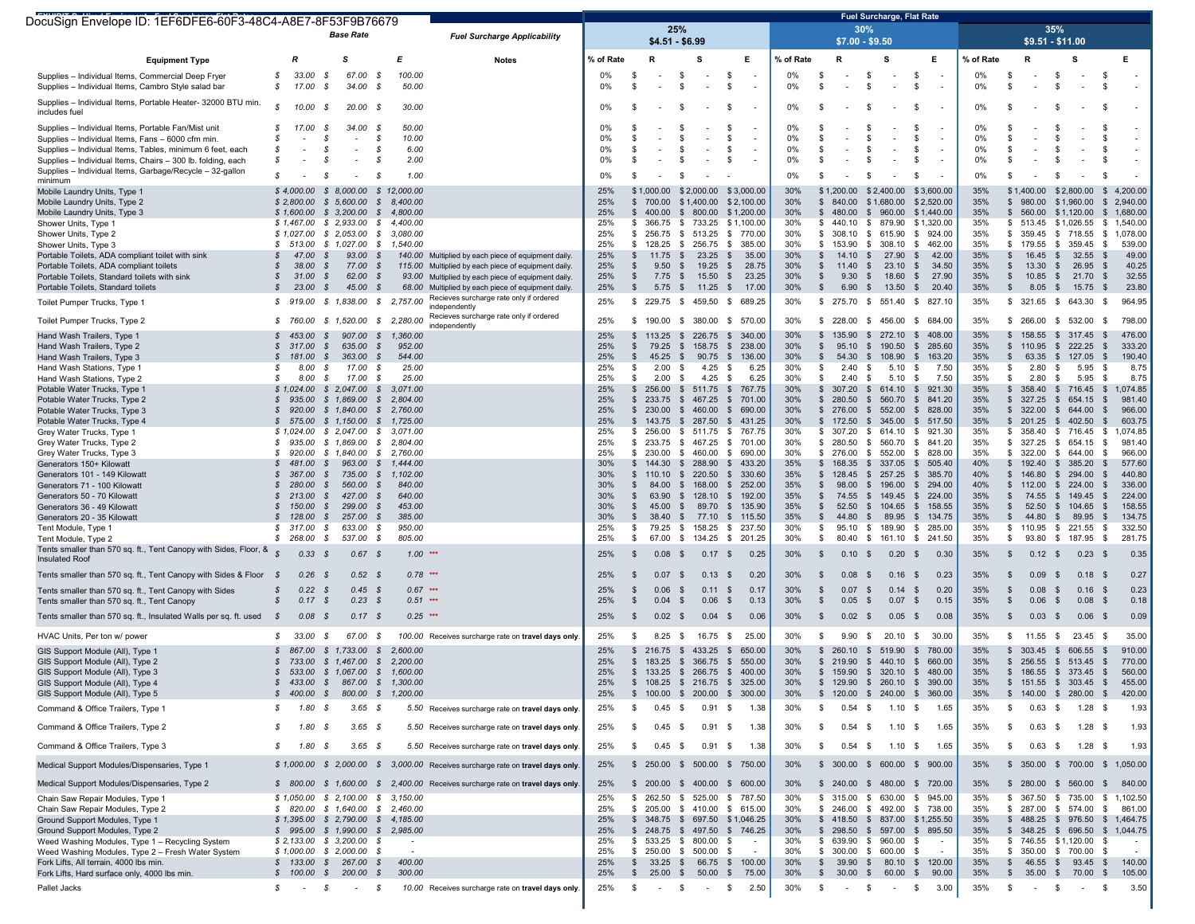DocuSign Envelope ID: 1EF6DFE6-60F3-48C4-A8E7-8F53F9B76679

| Equipment Type | Base Rate | | | Fuel Surcharge Applicability | Fuel Surcharge, Flat Rate | | | | | | | | | | | |
|---|---|---|---|---|---|---|---|---|---|---|---|---|---|---|---|---|
| | | | | | 25% $4.51 - $6.99 | | | | 30% $7.00 - $9.50 | | | | 35% $9.51 - $11.00 | | | |
| | R | S | E | Notes | % of Rate | R | S | E | % of Rate | R | S | E | % of Rate | R | S | E |
| Supplies – Individual Items, Commercial Deep Fryer | $ 33.00 | $ 67.00 | $ 100.00 | | 0% | $ - | $ - | $ - | 0% | $ - | $ - | $ - | 0% | $ - | $ - | $ - |
| Supplies – Individual Items, Cambro Style salad bar | $ 17.00 | $ 34.00 | $ 50.00 | | 0% | $ - | $ - | $ - | 0% | $ - | $ - | $ - | 0% | $ - | $ - | $ - |
| Supplies – Individual Items, Portable Heater- 32000 BTU min. includes fuel | $ 10.00 | $ 20.00 | $ 30.00 | | 0% | $ - | $ - | $ - | 0% | $ - | $ - | $ - | 0% | $ - | $ - | $ - |
| Supplies – Individual Items, Portable Fan/Mist unit | $ 17.00 | $ 34.00 | $ 50.00 | | 0% | $ - | $ - | $ - | 0% | $ - | $ - | $ - | 0% | $ - | $ - | $ - |
| Supplies – Individual Items, Fans – 6000 cfm min. | $ - | $ - | $ 10.00 | | 0% | $ - | $ - | $ - | 0% | $ - | $ - | $ - | 0% | $ - | $ - | $ - |
| Supplies – Individual Items, Tables, minimum 6 feet, each | $ - | $ - | $ 6.00 | | 0% | $ - | $ - | $ - | 0% | $ - | $ - | $ - | 0% | $ - | $ - | $ - |
| Supplies – Individual Items, Chairs – 300 lb. folding, each | $ - | $ - | $ 2.00 | | 0% | $ - | $ - | $ - | 0% | $ - | $ - | $ - | 0% | $ - | $ - | $ - |
| Supplies – Individual Items, Garbage/Recycle – 32-gallon minimum | $ - | $ - | $ 1.00 | | 0% | $ - | $ - | | 0% | $ - | $ - | $ - | 0% | $ - | $ - | $ - |
| Mobile Laundry Units, Type 1 | $ 4,000.00 | $ 8,000.00 | $ 12,000.00 | | 25% | $ 1,000.00 | $ 2,000.00 | $ 3,000.00 | 30% | $ 1,200.00 | $ 2,400.00 | $ 3,600.00 | 35% | $ 1,400.00 | $ 2,800.00 | $ 4,200.00 |
| Mobile Laundry Units, Type 2 | $ 2,800.00 | $ 5,600.00 | $ 8,400.00 | | 25% | $ 700.00 | $ 1,400.00 | $ 2,100.00 | 30% | $ 840.00 | $ 1,680.00 | $ 2,520.00 | 35% | $ 980.00 | $ 1,960.00 | $ 2,940.00 |
| Mobile Laundry Units, Type 3 | $ 1,600.00 | $ 3,200.00 | $ 4,800.00 | | 25% | $ 400.00 | $ 800.00 | $ 1,200.00 | 30% | $ 480.00 | $ 960.00 | $ 1,440.00 | 35% | $ 560.00 | $ 1,120.00 | $ 1,680.00 |
| Shower Units, Type 1 | $ 1,467.00 | $ 2,933.00 | $ 4,400.00 | | 25% | $ 366.75 | $ 733.25 | $ 1,100.00 | 30% | $ 440.10 | $ 879.90 | $ 1,320.00 | 35% | $ 513.45 | $ 1,026.55 | $ 1,540.00 |
| Shower Units, Type 2 | $ 1,027.00 | $ 2,053.00 | $ 3,080.00 | | 25% | $ 256.75 | $ 513.25 | $ 770.00 | 30% | $ 308.10 | $ 615.90 | $ 924.00 | 35% | $ 359.45 | $ 718.55 | $ 1,078.00 |
| Shower Units, Type 3 | $ 513.00 | $ 1,027.00 | $ 1,540.00 | | 25% | $ 128.25 | $ 256.75 | $ 385.00 | 30% | $ 153.90 | $ 308.10 | $ 462.00 | 35% | $ 179.55 | $ 359.45 | $ 539.00 |
| Portable Toilets, ADA compliant toilet with sink | $ 47.00 | $ 93.00 | $ 140.00 | Multiplied by each piece of equipment daily. | 25% | $ 11.75 | $ 23.25 | $ 35.00 | 30% | $ 14.10 | $ 27.90 | $ 42.00 | 35% | $ 16.45 | $ 32.55 | $ 49.00 |
| Portable Toilets, ADA compliant toilets | $ 38.00 | $ 77.00 | $ 115.00 | Multiplied by each piece of equipment daily. | 25% | $ 9.50 | $ 19.25 | $ 28.75 | 30% | $ 11.40 | $ 23.10 | $ 34.50 | 35% | $ 13.30 | $ 26.95 | $ 40.25 |
| Portable Toilets, Standard toilets with sink | $ 31.00 | $ 62.00 | $ 93.00 | Multiplied by each piece of equipment daily. | 25% | $ 7.75 | $ 15.50 | $ 23.25 | 30% | $ 9.30 | $ 18.60 | $ 27.90 | 35% | $ 10.85 | $ 21.70 | $ 32.55 |
| Portable Toilets, Standard toilets | $ 23.00 | $ 45.00 | $ 68.00 | Multiplied by each piece of equipment daily. | 25% | $ 5.75 | $ 11.25 | $ 17.00 | 30% | $ 6.90 | $ 13.50 | $ 20.40 | 35% | $ 8.05 | $ 15.75 | $ 23.80 |
| Toilet Pumper Trucks, Type 1 | $ 919.00 | $ 1,838.00 | $ 2,757.00 | Recieves surcharge rate only if ordered independently | 25% | $ 229.75 | $ 459.50 | $ 689.25 | 30% | $ 275.70 | $ 551.40 | $ 827.10 | 35% | $ 321.65 | $ 643.30 | $ 964.95 |
| Toilet Pumper Trucks, Type 2 | $ 760.00 | $ 1,520.00 | $ 2,280.00 | Recieves surcharge rate only if ordered independently | 25% | $ 190.00 | $ 380.00 | $ 570.00 | 30% | $ 228.00 | $ 456.00 | $ 684.00 | 35% | $ 266.00 | $ 532.00 | $ 798.00 |
| Hand Wash Trailers, Type 1 | $ 453.00 | $ 907.00 | $ 1,360.00 | | 25% | $ 113.25 | $ 226.75 | $ 340.00 | 30% | $ 135.90 | $ 272.10 | $ 408.00 | 35% | $ 158.55 | $ 317.45 | $ 476.00 |
| Hand Wash Trailers, Type 2 | $ 317.00 | $ 635.00 | $ 952.00 | | 25% | $ 79.25 | $ 158.75 | $ 238.00 | 30% | $ 95.10 | $ 190.50 | $ 285.60 | 35% | $ 110.95 | $ 222.25 | $ 333.20 |
| Hand Wash Trailers, Type 3 | $ 181.00 | $ 363.00 | $ 544.00 | | 25% | $ 45.25 | $ 90.75 | $ 136.00 | 30% | $ 54.30 | $ 108.90 | $ 163.20 | 35% | $ 63.35 | $ 127.05 | $ 190.40 |
| Hand Wash Stations, Type 1 | $ 8.00 | $ 17.00 | $ 25.00 | | 25% | $ 2.00 | $ 4.25 | $ 6.25 | 30% | $ 2.40 | $ 5.10 | $ 7.50 | 35% | $ 2.80 | $ 5.95 | $ 8.75 |
| Hand Wash Stations, Type 2 | $ 8.00 | $ 17.00 | $ 25.00 | | 25% | $ 2.00 | $ 4.25 | $ 6.25 | 30% | $ 2.40 | $ 5.10 | $ 7.50 | 35% | $ 2.80 | $ 5.95 | $ 8.75 |
| Potable Water Trucks, Type 1 | $ 1,024.00 | $ 2,047.00 | $ 3,071.00 | | 25% | $ 256.00 | $ 511.75 | $ 767.75 | 30% | $ 307.20 | $ 614.10 | $ 921.30 | 35% | $ 358.40 | $ 716.45 | $ 1,074.85 |
| Potable Water Trucks, Type 2 | $ 935.00 | $ 1,869.00 | $ 2,804.00 | | 25% | $ 233.75 | $ 467.25 | $ 701.00 | 30% | $ 280.50 | $ 560.70 | $ 841.20 | 35% | $ 327.25 | $ 654.15 | $ 981.40 |
| Potable Water Trucks, Type 3 | $ 920.00 | $ 1,840.00 | $ 2,760.00 | | 25% | $ 230.00 | $ 460.00 | $ 690.00 | 30% | $ 276.00 | $ 552.00 | $ 828.00 | 35% | $ 322.00 | $ 644.00 | $ 966.00 |
| Potable Water Trucks, Type 4 | $ 575.00 | $ 1,150.00 | $ 1,725.00 | | 25% | $ 143.75 | $ 287.50 | $ 431.25 | 30% | $ 172.50 | $ 345.00 | $ 517.50 | 35% | $ 201.25 | $ 402.50 | $ 603.75 |
| Grey Water Trucks, Type 1 | $ 1,024.00 | $ 2,047.00 | $ 3,071.00 | | 25% | $ 256.00 | $ 511.75 | $ 767.75 | 30% | $ 307.20 | $ 614.10 | $ 921.30 | 35% | $ 358.40 | $ 716.45 | $ 1,074.85 |
| Grey Water Trucks, Type 2 | $ 935.00 | $ 1,869.00 | $ 2,804.00 | | 25% | $ 233.75 | $ 467.25 | $ 701.00 | 30% | $ 280.50 | $ 560.70 | $ 841.20 | 35% | $ 327.25 | $ 654.15 | $ 981.40 |
| Grey Water Trucks, Type 3 | $ 920.00 | $ 1,840.00 | $ 2,760.00 | | 25% | $ 230.00 | $ 460.00 | $ 690.00 | 30% | $ 276.00 | $ 552.00 | $ 828.00 | 35% | $ 322.00 | $ 644.00 | $ 966.00 |
| Generators 150+ Kilowatt | $ 481.00 | $ 963.00 | $ 1,444.00 | | 30% | $ 144.30 | $ 288.90 | $ 433.20 | 35% | $ 168.35 | $ 337.05 | $ 505.40 | 40% | $ 192.40 | $ 385.20 | $ 577.60 |
| Generators 101 - 149 Kilowatt | $ 367.00 | $ 735.00 | $ 1,102.00 | | 30% | $ 110.10 | $ 220.50 | $ 330.60 | 35% | $ 128.45 | $ 257.25 | $ 385.70 | 40% | $ 146.80 | $ 294.00 | $ 440.80 |
| Generators 71 - 100 Kilowatt | $ 280.00 | $ 560.00 | $ 840.00 | | 30% | $ 84.00 | $ 168.00 | $ 252.00 | 35% | $ 98.00 | $ 196.00 | $ 294.00 | 40% | $ 112.00 | $ 224.00 | $ 336.00 |
| Generators 50 - 70 Kilowatt | $ 213.00 | $ 427.00 | $ 640.00 | | 30% | $ 63.90 | $ 128.10 | $ 192.00 | 35% | $ 74.55 | $ 149.45 | $ 224.00 | 35% | $ 74.55 | $ 149.45 | $ 224.00 |
| Generators 36 - 49 Kilowatt | $ 150.00 | $ 299.00 | $ 453.00 | | 30% | $ 45.00 | $ 89.70 | $ 135.90 | 35% | $ 52.50 | $ 104.65 | $ 158.55 | 35% | $ 52.50 | $ 104.65 | $ 158.55 |
| Generators 20 - 35 Kilowatt | $ 128.00 | $ 257.00 | $ 385.00 | | 30% | $ 38.40 | $ 77.10 | $ 115.50 | 35% | $ 44.80 | $ 89.95 | $ 134.75 | 35% | $ 44.80 | $ 89.95 | $ 134.75 |
| Tent Module, Type 1 | $ 317.00 | $ 633.00 | $ 950.00 | | 25% | $ 79.25 | $ 158.25 | $ 237.50 | 30% | $ 95.10 | $ 189.90 | $ 285.00 | 35% | $ 110.95 | $ 221.55 | $ 332.50 |
| Tent Module, Type 2 | $ 268.00 | $ 537.00 | $ 805.00 | | 25% | $ 67.00 | $ 134.25 | $ 201.25 | 30% | $ 80.40 | $ 161.10 | $ 241.50 | 35% | $ 93.80 | $ 187.95 | $ 281.75 |
| Tents smaller than 570 sq. ft., Tent Canopy with Sides, Floor, & Insulated Roof | $ 0.33 | $ 0.67 | $ 1.00 | *** | 25% | $ 0.08 | $ 0.17 | $ 0.25 | 30% | $ 0.10 | $ 0.20 | $ 0.30 | 35% | $ 0.12 | $ 0.23 | $ 0.35 |
| Tents smaller than 570 sq. ft., Tent Canopy with Sides & Floor | $ 0.26 | $ 0.52 | $ 0.78 | *** | 25% | $ 0.07 | $ 0.13 | $ 0.20 | 30% | $ 0.08 | $ 0.16 | $ 0.23 | 35% | $ 0.09 | $ 0.18 | $ 0.27 |
| Tents smaller than 570 sq. ft., Tent Canopy with Sides | $ 0.22 | $ 0.45 | $ 0.67 | *** | 25% | $ 0.06 | $ 0.11 | $ 0.17 | 30% | $ 0.07 | $ 0.14 | $ 0.20 | 35% | $ 0.08 | $ 0.16 | $ 0.23 |
| Tents smaller than 570 sq. ft., Tent Canopy | $ 0.17 | $ 0.23 | $ 0.51 | *** | 25% | $ 0.04 | $ 0.06 | $ 0.13 | 30% | $ 0.05 | $ 0.07 | $ 0.15 | 35% | $ 0.06 | $ 0.08 | $ 0.18 |
| Tents smaller than 570 sq. ft., Insulated Walls per sq. ft. used | $ 0.08 | $ 0.17 | $ 0.25 | *** | 25% | $ 0.02 | $ 0.04 | $ 0.06 | 30% | $ 0.02 | $ 0.05 | $ 0.08 | 35% | $ 0.03 | $ 0.06 | $ 0.09 |
| HVAC Units, Per ton w/ power | $ 33.00 | $ 67.00 | $ 100.00 | Receives surcharge rate on **travel days only**. | 25% | $ 8.25 | $ 16.75 | $ 25.00 | 30% | $ 9.90 | $ 20.10 | $ 30.00 | 35% | $ 11.55 | $ 23.45 | $ 35.00 |
| GIS Support Module (All), Type 1 | $ 867.00 | $ 1,733.00 | $ 2,600.00 | | 25% | $ 216.75 | $ 433.25 | $ 650.00 | 30% | $ 260.10 | $ 519.90 | $ 780.00 | 35% | $ 303.45 | $ 606.55 | $ 910.00 |
| GIS Support Module (All), Type 2 | $ 733.00 | $ 1,467.00 | $ 2,200.00 | | 25% | $ 183.25 | $ 366.75 | $ 550.00 | 30% | $ 219.90 | $ 440.10 | $ 660.00 | 35% | $ 256.55 | $ 513.45 | $ 770.00 |
| GIS Support Module (All), Type 3 | $ 533.00 | $ 1,067.00 | $ 1,600.00 | | 25% | $ 133.25 | $ 266.75 | $ 400.00 | 30% | $ 159.90 | $ 320.10 | $ 480.00 | 35% | $ 186.55 | $ 373.45 | $ 560.00 |
| GIS Support Module (All), Type 4 | $ 433.00 | $ 867.00 | $ 1,300.00 | | 25% | $ 108.25 | $ 216.75 | $ 325.00 | 30% | $ 129.90 | $ 260.10 | $ 390.00 | 35% | $ 151.55 | $ 303.45 | $ 455.00 |
| GIS Support Module (All), Type 5 | $ 400.00 | $ 800.00 | $ 1,200.00 | | 25% | $ 100.00 | $ 200.00 | $ 300.00 | 30% | $ 120.00 | $ 240.00 | $ 360.00 | 35% | $ 140.00 | $ 280.00 | $ 420.00 |
| Command & Office Trailers, Type 1 | $ 1.80 | $ 3.65 | $ 5.50 | Receives surcharge rate on **travel days only**. | 25% | $ 0.45 | $ 0.91 | $ 1.38 | 30% | $ 0.54 | $ 1.10 | $ 1.65 | 35% | $ 0.63 | $ 1.28 | $ 1.93 |
| Command & Office Trailers, Type 2 | $ 1.80 | $ 3.65 | $ 5.50 | Receives surcharge rate on **travel days only**. | 25% | $ 0.45 | $ 0.91 | $ 1.38 | 30% | $ 0.54 | $ 1.10 | $ 1.65 | 35% | $ 0.63 | $ 1.28 | $ 1.93 |
| Command & Office Trailers, Type 3 | $ 1.80 | $ 3.65 | $ 5.50 | Receives surcharge rate on **travel days only**. | 25% | $ 0.45 | $ 0.91 | $ 1.38 | 30% | $ 0.54 | $ 1.10 | $ 1.65 | 35% | $ 0.63 | $ 1.28 | $ 1.93 |
| Medical Support Modules/Dispensaries, Type 1 | $ 1,000.00 | $ 2,000.00 | $ 3,000.00 | Receives surcharge rate on **travel days only**. | 25% | $ 250.00 | $ 500.00 | $ 750.00 | 30% | $ 300.00 | $ 600.00 | $ 900.00 | 35% | $ 350.00 | $ 700.00 | $ 1,050.00 |
| Medical Support Modules/Dispensaries, Type 2 | $ 800.00 | $ 1,600.00 | $ 2,400.00 | Receives surcharge rate on **travel days only**. | 25% | $ 200.00 | $ 400.00 | $ 600.00 | 30% | $ 240.00 | $ 480.00 | $ 720.00 | 35% | $ 280.00 | $ 560.00 | $ 840.00 |
| Chain Saw Repair Modules, Type 1 | $ 1,050.00 | $ 2,100.00 | $ 3,150.00 | | 25% | $ 262.50 | $ 525.00 | $ 787.50 | 30% | $ 315.00 | $ 630.00 | $ 945.00 | 35% | $ 367.50 | $ 735.00 | $ 1,102.50 |
| Chain Saw Repair Modules, Type 2 | $ 820.00 | $ 1,640.00 | $ 2,460.00 | | 25% | $ 205.00 | $ 410.00 | $ 615.00 | 30% | $ 246.00 | $ 492.00 | $ 738.00 | 35% | $ 287.00 | $ 574.00 | $ 861.00 |
| Ground Support Modules, Type 1 | $ 1,395.00 | $ 2,790.00 | $ 4,185.00 | | 25% | $ 348.75 | $ 697.50 | $ 1,046.25 | 30% | $ 418.50 | $ 837.00 | $ 1,255.50 | 35% | $ 488.25 | $ 976.50 | $ 1,464.75 |
| Ground Support Modules, Type 2 | $ 995.00 | $ 1,990.00 | $ 2,985.00 | | 25% | $ 248.75 | $ 497.50 | $ 746.25 | 30% | $ 298.50 | $ 597.00 | $ 895.50 | 35% | $ 348.25 | $ 696.50 | $ 1,044.75 |
| Weed Washing Modules, Type 1 – Recycling System | $ 2,133.00 | $ 3,200.00 | $ - | | 25% | $ 533.25 | $ 800.00 | $ - | 30% | $ 639.90 | $ 960.00 | $ - | 35% | $ 746.55 | $ 1,120.00 | $ - |
| Weed Washing Modules, Type 2 – Fresh Water System | $ 1,000.00 | $ 2,000.00 | $ - | | 25% | $ 250.00 | $ 500.00 | $ - | 30% | $ 300.00 | $ 600.00 | $ - | 35% | $ 350.00 | $ 700.00 | $ - |
| Fork Lifts, All terrain, 4000 lbs min. | $ 133.00 | $ 267.00 | $ 400.00 | | 25% | $ 33.25 | $ 66.75 | $ 100.00 | 30% | $ 39.90 | $ 80.10 | $ 120.00 | 35% | $ 46.55 | $ 93.45 | $ 140.00 |
| Fork Lifts, Hard surface only, 4000 lbs min. | $ 100.00 | $ 200.00 | $ 300.00 | | 25% | $ 25.00 | $ 50.00 | $ 75.00 | 30% | $ 30.00 | $ 60.00 | $ 90.00 | 35% | $ 35.00 | $ 70.00 | $ 105.00 |
| Pallet Jacks | $ - | $ - | $ 10.00 | Receives surcharge rate on **travel days only**. | 25% | $ - | $ - | $ 2.50 | 30% | $ - | $ - | $ 3.00 | 35% | $ - | $ - | $ 3.50 |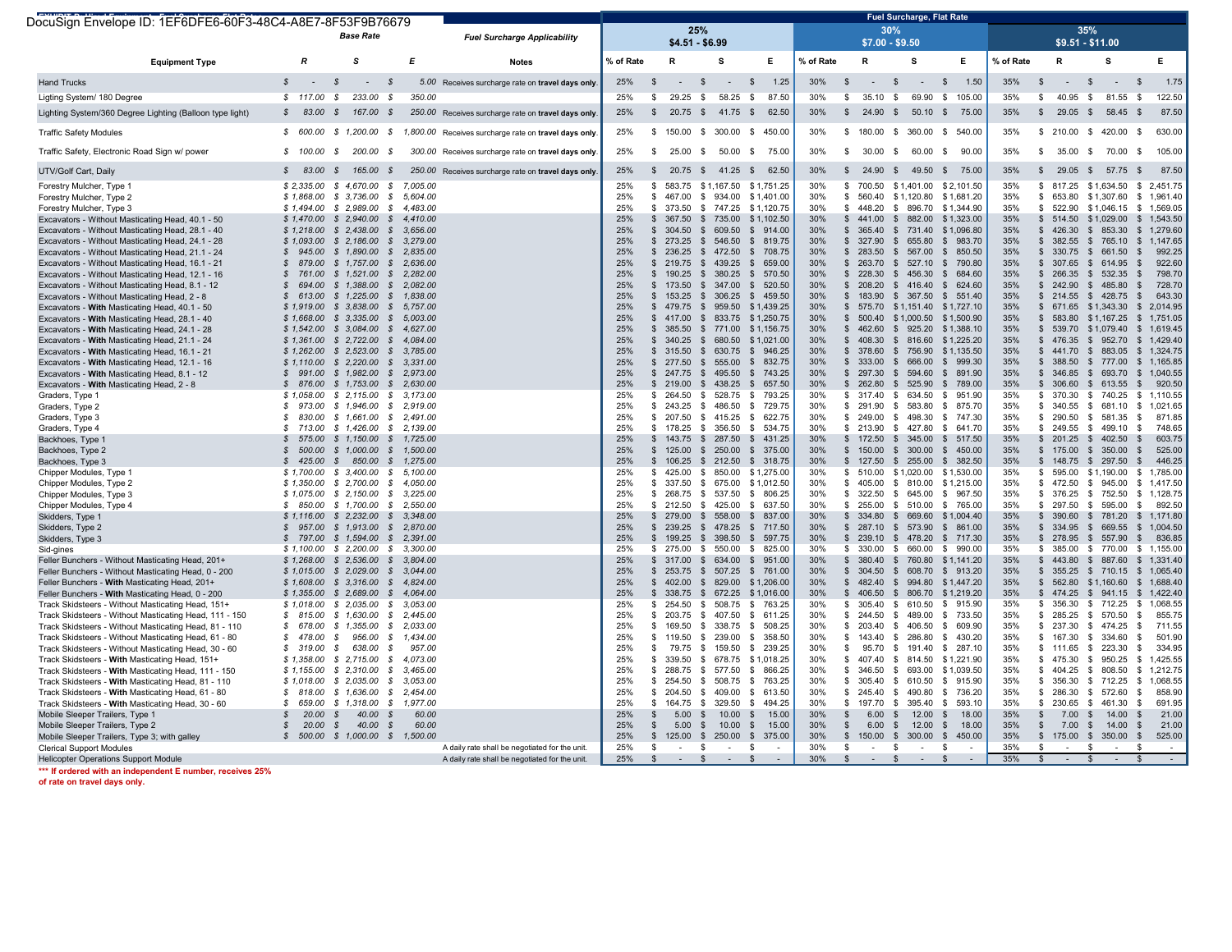DocuSign Envelope ID: 1EF6DFE6-60F3-48C4-A8E7-8F53F9B76679

| Equipment Type | Base Rate R | Base Rate S | Base Rate E | Fuel Surcharge Applicability Notes | 25% ($4.51 - $6.99) % of Rate | R | S | E | 30% ($7.00 - $9.50) % of Rate | R | S | E | 35% ($9.51 - $11.00) % of Rate | R | S | E |
|---|---|---|---|---|---|---|---|---|---|---|---|---|---|---|---|---|
| Hand Trucks | $ - | $ - | $ 5.00 | Receives surcharge rate on **travel days only**. | 25% | $ - | $ - | $ 1.25 | 30% | $ - | $ - | $ 1.50 | 35% | $ - | $ - | $ 1.75 |
| Ligting System/ 180 Degree | $ 117.00 | $ 233.00 | $ 350.00 | | 25% | $ 29.25 | $ 58.25 | $ 87.50 | 30% | $ 35.10 | $ 69.90 | $ 105.00 | 35% | $ 40.95 | $ 81.55 | $ 122.50 |
| Lighting System/360 Degree Lighting (Balloon type light) | $ 83.00 | $ 167.00 | $ 250.00 | Receives surcharge rate on **travel days only**. | 25% | $ 20.75 | $ 41.75 | $ 62.50 | 30% | $ 24.90 | $ 50.10 | $ 75.00 | 35% | $ 29.05 | $ 58.45 | $ 87.50 |
| Traffic Safety Modules | $ 600.00 | $ 1,200.00 | $ 1,800.00 | Receives surcharge rate on **travel days only**. | 25% | $ 150.00 | $ 300.00 | $ 450.00 | 30% | $ 180.00 | $ 360.00 | $ 540.00 | 35% | $ 210.00 | $ 420.00 | $ 630.00 |
| Traffic Safety, Electronic Road Sign w/ power | $ 100.00 | $ 200.00 | $ 300.00 | Receives surcharge rate on **travel days only**. | 25% | $ 25.00 | $ 50.00 | $ 75.00 | 30% | $ 30.00 | $ 60.00 | $ 90.00 | 35% | $ 35.00 | $ 70.00 | $ 105.00 |
| UTV/Golf Cart, Daily | $ 83.00 | $ 165.00 | $ 250.00 | Receives surcharge rate on **travel days only**. | 25% | $ 20.75 | $ 41.25 | $ 62.50 | 30% | $ 24.90 | $ 49.50 | $ 75.00 | 35% | $ 29.05 | $ 57.75 | $ 87.50 |
| Forestry Mulcher, Type 1 | $ 2,335.00 | $ 4,670.00 | $ 7,005.00 | | 25% | $ 583.75 | $ 1,167.50 | $ 1,751.25 | 30% | $ 700.50 | $ 1,401.00 | $ 2,101.50 | 35% | $ 817.25 | $ 1,634.50 | $ 2,451.75 |
| Forestry Mulcher, Type 2 | $ 1,868.00 | $ 3,736.00 | $ 5,604.00 | | 25% | $ 467.00 | $ 934.00 | $ 1,401.00 | 30% | $ 560.40 | $ 1,120.80 | $ 1,681.20 | 35% | $ 653.80 | $ 1,307.60 | $ 1,961.40 |
| Forestry Mulcher, Type 3 | $ 1,494.00 | $ 2,989.00 | $ 4,483.00 | | 25% | $ 373.50 | $ 747.25 | $ 1,120.75 | 30% | $ 448.20 | $ 896.70 | $ 1,344.90 | 35% | $ 522.90 | $ 1,046.15 | $ 1,569.05 |
| Excavators - Without Masticating Head, 40.1 - 50 | $ 1,470.00 | $ 2,940.00 | $ 4,410.00 | | 25% | $ 367.50 | $ 735.00 | $ 1,102.50 | 30% | $ 441.00 | $ 882.00 | $ 1,323.00 | 35% | $ 514.50 | $ 1,029.00 | $ 1,543.50 |
| Excavators - Without Masticating Head, 28.1 - 40 | $ 1,218.00 | $ 2,438.00 | $ 3,656.00 | | 25% | $ 304.50 | $ 609.50 | $ 914.00 | 30% | $ 365.40 | $ 731.40 | $ 1,096.80 | 35% | $ 426.30 | $ 853.30 | $ 1,279.60 |
| Excavators - Without Masticating Head, 24.1 - 28 | $ 1,093.00 | $ 2,186.00 | $ 3,279.00 | | 25% | $ 273.25 | $ 546.50 | $ 819.75 | 30% | $ 327.90 | $ 655.80 | $ 983.70 | 35% | $ 382.55 | $ 765.10 | $ 1,147.65 |
| Excavators - Without Masticating Head, 21.1 - 24 | $ 945.00 | $ 1,890.00 | $ 2,835.00 | | 25% | $ 236.25 | $ 472.50 | $ 708.75 | 30% | $ 283.50 | $ 567.00 | $ 850.50 | 35% | $ 330.75 | $ 661.50 | $ 992.25 |
| Excavators - Without Masticating Head, 16.1 - 21 | $ 879.00 | $ 1,757.00 | $ 2,636.00 | | 25% | $ 219.75 | $ 439.25 | $ 659.00 | 30% | $ 263.70 | $ 527.10 | $ 790.80 | 35% | $ 307.65 | $ 614.95 | $ 922.60 |
| Excavators - Without Masticating Head, 12.1 - 16 | $ 761.00 | $ 1,521.00 | $ 2,282.00 | | 25% | $ 190.25 | $ 380.25 | $ 570.50 | 30% | $ 228.30 | $ 456.30 | $ 684.60 | 35% | $ 266.35 | $ 532.35 | $ 798.70 |
| Excavators - Without Masticating Head, 8.1 - 12 | $ 694.00 | $ 1,388.00 | $ 2,082.00 | | 25% | $ 173.50 | $ 347.00 | $ 520.50 | 30% | $ 208.20 | $ 416.40 | $ 624.60 | 35% | $ 242.90 | $ 485.80 | $ 728.70 |
| Excavators - Without Masticating Head, 2 - 8 | $ 613.00 | $ 1,225.00 | $ 1,838.00 | | 25% | $ 153.25 | $ 306.25 | $ 459.50 | 30% | $ 183.90 | $ 367.50 | $ 551.40 | 35% | $ 214.55 | $ 428.75 | $ 643.30 |
| Excavators - **With** Masticating Head, 40.1 - 50 | $ 1,919.00 | $ 3,838.00 | $ 5,757.00 | | 25% | $ 479.75 | $ 959.50 | $ 1,439.25 | 30% | $ 575.70 | $ 1,151.40 | $ 1,727.10 | 35% | $ 671.65 | $ 1,343.30 | $ 2,014.95 |
| Excavators - **With** Masticating Head, 28.1 - 40 | $ 1,668.00 | $ 3,335.00 | $ 5,003.00 | | 25% | $ 417.00 | $ 833.75 | $ 1,250.75 | 30% | $ 500.40 | $ 1,000.50 | $ 1,500.90 | 35% | $ 583.80 | $ 1,167.25 | $ 1,751.05 |
| Excavators - **With** Masticating Head, 24.1 - 28 | $ 1,542.00 | $ 3,084.00 | $ 4,627.00 | | 25% | $ 385.50 | $ 771.00 | $ 1,156.75 | 30% | $ 462.60 | $ 925.20 | $ 1,388.10 | 35% | $ 539.70 | $ 1,079.40 | $ 1,619.45 |
| Excavators - **With** Masticating Head, 21.1 - 24 | $ 1,361.00 | $ 2,722.00 | $ 4,084.00 | | 25% | $ 340.25 | $ 680.50 | $ 1,021.00 | 30% | $ 408.30 | $ 816.60 | $ 1,225.20 | 35% | $ 476.35 | $ 952.70 | $ 1,429.40 |
| Excavators - **With** Masticating Head, 16.1 - 21 | $ 1,262.00 | $ 2,523.00 | $ 3,785.00 | | 25% | $ 315.50 | $ 630.75 | $ 946.25 | 30% | $ 378.60 | $ 756.90 | $ 1,135.50 | 35% | $ 441.70 | $ 883.05 | $ 1,324.75 |
| Excavators - **With** Masticating Head, 12.1 - 16 | $ 1,110.00 | $ 2,220.00 | $ 3,331.00 | | 25% | $ 277.50 | $ 555.00 | $ 832.75 | 30% | $ 333.00 | $ 666.00 | $ 999.30 | 35% | $ 388.50 | $ 777.00 | $ 1,165.85 |
| Excavators - **With** Masticating Head, 8.1 - 12 | $ 991.00 | $ 1,982.00 | $ 2,973.00 | | 25% | $ 247.75 | $ 495.50 | $ 743.25 | 30% | $ 297.30 | $ 594.60 | $ 891.90 | 35% | $ 346.85 | $ 693.70 | $ 1,040.55 |
| Excavators - **With** Masticating Head, 2 - 8 | $ 876.00 | $ 1,753.00 | $ 2,630.00 | | 25% | $ 219.00 | $ 438.25 | $ 657.50 | 30% | $ 262.80 | $ 525.90 | $ 789.00 | 35% | $ 306.60 | $ 613.55 | $ 920.50 |
| Graders, Type 1 | $ 1,058.00 | $ 2,115.00 | $ 3,173.00 | | 25% | $ 264.50 | $ 528.75 | $ 793.25 | 30% | $ 317.40 | $ 634.50 | $ 951.90 | 35% | $ 370.30 | $ 740.25 | $ 1,110.55 |
| Graders, Type 2 | $ 973.00 | $ 1,946.00 | $ 2,919.00 | | 25% | $ 243.25 | $ 486.50 | $ 729.75 | 30% | $ 291.90 | $ 583.80 | $ 875.70 | 35% | $ 340.55 | $ 681.10 | $ 1,021.65 |
| Graders, Type 3 | $ 830.00 | $ 1,661.00 | $ 2,491.00 | | 25% | $ 207.50 | $ 415.25 | $ 622.75 | 30% | $ 249.00 | $ 498.30 | $ 747.30 | 35% | $ 290.50 | $ 581.35 | $ 871.85 |
| Graders, Type 4 | $ 713.00 | $ 1,426.00 | $ 2,139.00 | | 25% | $ 178.25 | $ 356.50 | $ 534.75 | 30% | $ 213.90 | $ 427.80 | $ 641.70 | 35% | $ 249.55 | $ 499.10 | $ 748.65 |
| Backhoes, Type 1 | $ 575.00 | $ 1,150.00 | $ 1,725.00 | | 25% | $ 143.75 | $ 287.50 | $ 431.25 | 30% | $ 172.50 | $ 345.00 | $ 517.50 | 35% | $ 201.25 | $ 402.50 | $ 603.75 |
| Backhoes, Type 2 | $ 500.00 | $ 1,000.00 | $ 1,500.00 | | 25% | $ 125.00 | $ 250.00 | $ 375.00 | 30% | $ 150.00 | $ 300.00 | $ 450.00 | 35% | $ 175.00 | $ 350.00 | $ 525.00 |
| Backhoes, Type 3 | $ 425.00 | $ 850.00 | $ 1,275.00 | | 25% | $ 106.25 | $ 212.50 | $ 318.75 | 30% | $ 127.50 | $ 255.00 | $ 382.50 | 35% | $ 148.75 | $ 297.50 | $ 446.25 |
| Chipper Modules, Type 1 | $ 1,700.00 | $ 3,400.00 | $ 5,100.00 | | 25% | $ 425.00 | $ 850.00 | $ 1,275.00 | 30% | $ 510.00 | $ 1,020.00 | $ 1,530.00 | 35% | $ 595.00 | $ 1,190.00 | $ 1,785.00 |
| Chipper Modules, Type 2 | $ 1,350.00 | $ 2,700.00 | $ 4,050.00 | | 25% | $ 337.50 | $ 675.00 | $ 1,012.50 | 30% | $ 405.00 | $ 810.00 | $ 1,215.00 | 35% | $ 472.50 | $ 945.00 | $ 1,417.50 |
| Chipper Modules, Type 3 | $ 1,075.00 | $ 2,150.00 | $ 3,225.00 | | 25% | $ 268.75 | $ 537.50 | $ 806.25 | 30% | $ 322.50 | $ 645.00 | $ 967.50 | 35% | $ 376.25 | $ 752.50 | $ 1,128.75 |
| Chipper Modules, Type 4 | $ 850.00 | $ 1,700.00 | $ 2,550.00 | | 25% | $ 212.50 | $ 425.00 | $ 637.50 | 30% | $ 255.00 | $ 510.00 | $ 765.00 | 35% | $ 297.50 | $ 595.00 | $ 892.50 |
| Skidders, Type 1 | $ 1,116.00 | $ 2,232.00 | $ 3,348.00 | | 25% | $ 279.00 | $ 558.00 | $ 837.00 | 30% | $ 334.80 | $ 669.60 | $ 1,004.40 | 35% | $ 390.60 | $ 781.20 | $ 1,171.80 |
| Skidders, Type 2 | $ 957.00 | $ 1,913.00 | $ 2,870.00 | | 25% | $ 239.25 | $ 478.25 | $ 717.50 | 30% | $ 287.10 | $ 573.90 | $ 861.00 | 35% | $ 334.95 | $ 669.55 | $ 1,004.50 |
| Skidders, Type 3 | $ 797.00 | $ 1,594.00 | $ 2,391.00 | | 25% | $ 199.25 | $ 398.50 | $ 597.75 | 30% | $ 239.10 | $ 478.20 | $ 717.30 | 35% | $ 278.95 | $ 557.90 | $ 836.85 |
| Sid-gines | $ 1,100.00 | $ 2,200.00 | $ 3,300.00 | | 25% | $ 275.00 | $ 550.00 | $ 825.00 | 30% | $ 330.00 | $ 660.00 | $ 990.00 | 35% | $ 385.00 | $ 770.00 | $ 1,155.00 |
| Feller Bunchers - Without Masticating Head, 201+ | $ 1,268.00 | $ 2,536.00 | $ 3,804.00 | | 25% | $ 317.00 | $ 634.00 | $ 951.00 | 30% | $ 380.40 | $ 760.80 | $ 1,141.20 | 35% | $ 443.80 | $ 887.60 | $ 1,331.40 |
| Feller Bunchers - Without Masticating Head, 0 - 200 | $ 1,015.00 | $ 2,029.00 | $ 3,044.00 | | 25% | $ 253.75 | $ 507.25 | $ 761.00 | 30% | $ 304.50 | $ 608.70 | $ 913.20 | 35% | $ 355.25 | $ 710.15 | $ 1,065.40 |
| Feller Bunchers - **With** Masticating Head, 201+ | $ 1,608.00 | $ 3,316.00 | $ 4,824.00 | | 25% | $ 402.00 | $ 829.00 | $ 1,206.00 | 30% | $ 482.40 | $ 994.80 | $ 1,447.20 | 35% | $ 562.80 | $ 1,160.60 | $ 1,688.40 |
| Feller Bunchers - **With** Masticating Head, 0 - 200 | $ 1,355.00 | $ 2,689.00 | $ 4,064.00 | | 25% | $ 338.75 | $ 672.25 | $ 1,016.00 | 30% | $ 406.50 | $ 806.70 | $ 1,219.20 | 35% | $ 474.25 | $ 941.15 | $ 1,422.40 |
| Track Skidsteers - Without Masticating Head, 151+ | $ 1,018.00 | $ 2,035.00 | $ 3,053.00 | | 25% | $ 254.50 | $ 508.75 | $ 763.25 | 30% | $ 305.40 | $ 610.50 | $ 915.90 | 35% | $ 356.30 | $ 712.25 | $ 1,068.55 |
| Track Skidsteers - Without Masticating Head, 111 - 150 | $ 815.00 | $ 1,630.00 | $ 2,445.00 | | 25% | $ 203.75 | $ 407.50 | $ 611.25 | 30% | $ 244.50 | $ 489.00 | $ 733.50 | 35% | $ 285.25 | $ 570.50 | $ 855.75 |
| Track Skidsteers - Without Masticating Head, 81 - 110 | $ 678.00 | $ 1,355.00 | $ 2,033.00 | | 25% | $ 169.50 | $ 338.75 | $ 508.25 | 30% | $ 203.40 | $ 406.50 | $ 609.90 | 35% | $ 237.30 | $ 474.25 | $ 711.55 |
| Track Skidsteers - Without Masticating Head, 61 - 80 | $ 478.00 | $ 956.00 | $ 1,434.00 | | 25% | $ 119.50 | $ 239.00 | $ 358.50 | 30% | $ 143.40 | $ 286.80 | $ 430.20 | 35% | $ 167.30 | $ 334.60 | $ 501.90 |
| Track Skidsteers - Without Masticating Head, 30 - 60 | $ 319.00 | $ 638.00 | $ 957.00 | | 25% | $ 79.75 | $ 159.50 | $ 239.25 | 30% | $ 95.70 | $ 191.40 | $ 287.10 | 35% | $ 111.65 | $ 223.30 | $ 334.95 |
| Track Skidsteers - **With** Masticating Head, 151+ | $ 1,358.00 | $ 2,715.00 | $ 4,073.00 | | 25% | $ 339.50 | $ 678.75 | $ 1,018.25 | 30% | $ 407.40 | $ 814.50 | $ 1,221.90 | 35% | $ 475.30 | $ 950.25 | $ 1,425.55 |
| Track Skidsteers - **With** Masticating Head, 111 - 150 | $ 1,155.00 | $ 2,310.00 | $ 3,465.00 | | 25% | $ 288.75 | $ 577.50 | $ 866.25 | 30% | $ 346.50 | $ 693.00 | $ 1,039.50 | 35% | $ 404.25 | $ 808.50 | $ 1,212.75 |
| Track Skidsteers - **With** Masticating Head, 81 - 110 | $ 1,018.00 | $ 2,035.00 | $ 3,053.00 | | 25% | $ 254.50 | $ 508.75 | $ 763.25 | 30% | $ 305.40 | $ 610.50 | $ 915.90 | 35% | $ 356.30 | $ 712.25 | $ 1,068.55 |
| Track Skidsteers - **With** Masticating Head, 61 - 80 | $ 818.00 | $ 1,636.00 | $ 2,454.00 | | 25% | $ 204.50 | $ 409.00 | $ 613.50 | 30% | $ 245.40 | $ 490.80 | $ 736.20 | 35% | $ 286.30 | $ 572.60 | $ 858.90 |
| Track Skidsteers - **With** Masticating Head, 30 - 60 | $ 659.00 | $ 1,318.00 | $ 1,977.00 | | 25% | $ 164.75 | $ 329.50 | $ 494.25 | 30% | $ 197.70 | $ 395.40 | $ 593.10 | 35% | $ 230.65 | $ 461.30 | $ 691.95 |
| Mobile Sleeper Trailers, Type 1 | $ 20.00 | $ 40.00 | $ 60.00 | | 25% | $ 5.00 | $ 10.00 | $ 15.00 | 30% | $ 6.00 | $ 12.00 | $ 18.00 | 35% | $ 7.00 | $ 14.00 | $ 21.00 |
| Mobile Sleeper Trailers, Type 2 | $ 20.00 | $ 40.00 | $ 60.00 | | 25% | $ 5.00 | $ 10.00 | $ 15.00 | 30% | $ 6.00 | $ 12.00 | $ 18.00 | 35% | $ 7.00 | $ 14.00 | $ 21.00 |
| Mobile Sleeper Trailers, Type 3; with galley | $ 500.00 | $ 1,000.00 | $ 1,500.00 | | 25% | $ 125.00 | $ 250.00 | $ 375.00 | 30% | $ 150.00 | $ 300.00 | $ 450.00 | 35% | $ 175.00 | $ 350.00 | $ 525.00 |
| Clerical Support Modules | | | | A daily rate shall be negotiated for the unit. | 25% | $ - | $ - | $ - | 30% | $ - | $ - | $ - | 35% | $ - | $ - | $ - |
| Helicopter Operations Support Module | | | | A daily rate shall be negotiated for the unit. | 25% | $ - | $ - | $ - | 30% | $ - | $ - | $ - | 35% | $ - | $ - | $ - |

**\*\*\* If ordered with an independent E number, receives 25% of rate on travel days only.**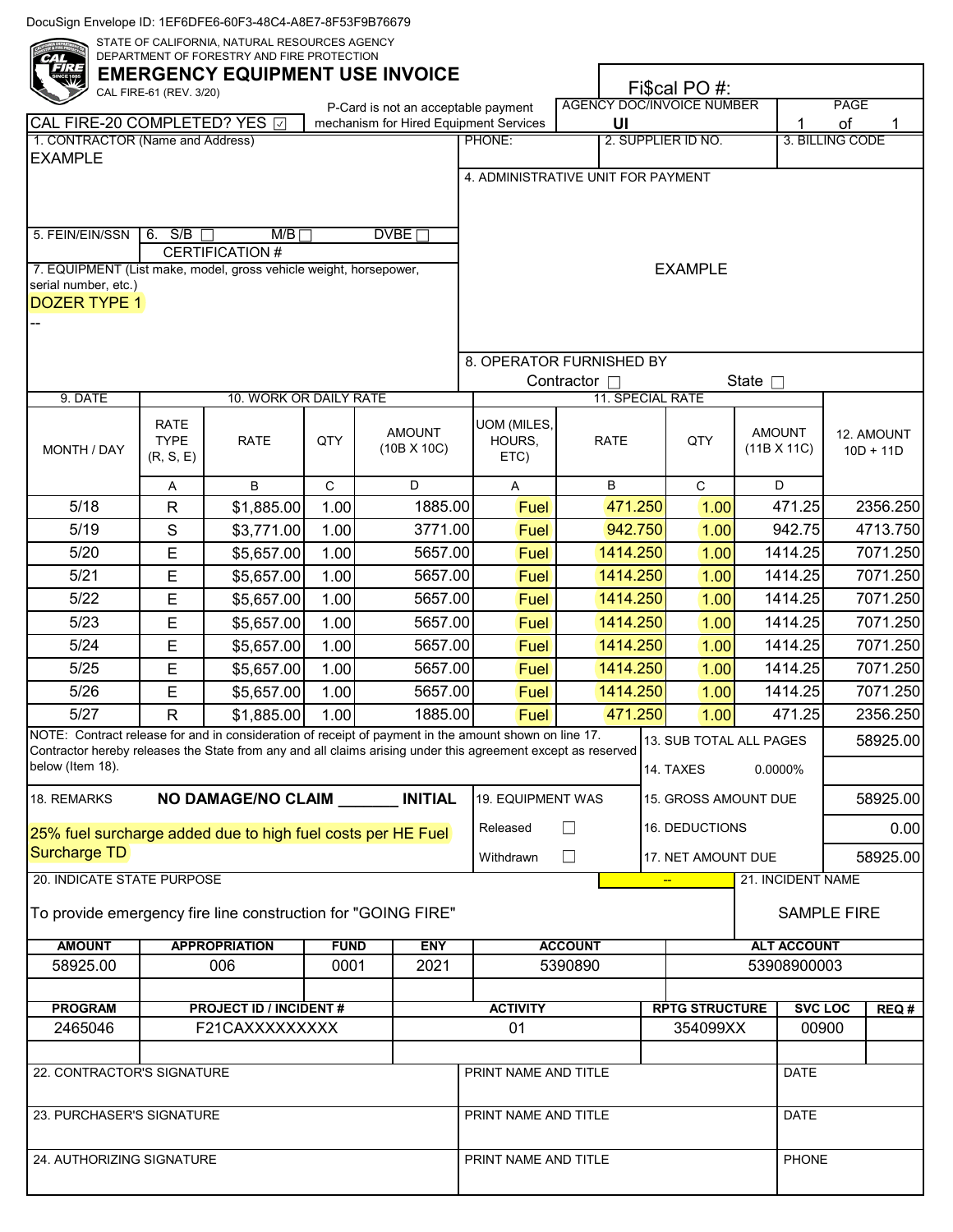DocuSign Envelope ID: 1EF6DFE6-60F3-48C4-A8E7-8F53F9B76679

STATE OF CALIFORNIA, NATURAL RESOURCES AGENCY
DEPARTMENT OF FORESTRY AND FIRE PROTECTION

# EMERGENCY EQUIPMENT USE INVOICE

CAL FIRE-61 (REV. 3/20)

Fi$cal PO #:

CAL FIRE-20 COMPLETED? YES ☑

P-Card is not an acceptable payment mechanism for Hired Equipment Services

AGENCY DOC/INVOICE NUMBER: UI

PAGE 1 of 1

1. CONTRACTOR (Name and Address): EXAMPLE

PHONE:

2. SUPPLIER ID NO.:

3. BILLING CODE:

4. ADMINISTRATIVE UNIT FOR PAYMENT: EXAMPLE

5. FEIN/EIN/SSN

6. S/B ☐ M/B ☐ DVBE ☐
CERTIFICATION #

7. EQUIPMENT (List make, model, gross vehicle weight, horsepower, serial number, etc.)
DOZER TYPE 1
--

8. OPERATOR FURNISHED BY: Contractor ☐ State ☐

| 9. DATE | 10. WORK OR DAILY RATE | | | | 11. SPECIAL RATE | | | | |
|---|---|---|---|---|---|---|---|---|---|
| MONTH / DAY | RATE TYPE (R, S, E) | RATE | QTY | AMOUNT (10B X 10C) | UOM (MILES, HOURS, ETC) | RATE | QTY | AMOUNT (11B X 11C) | 12. AMOUNT 10D + 11D |
| | A | B | C | D | A | B | C | D | |
| 5/18 | R | $1,885.00 | 1.00 | 1885.00 | Fuel | 471.250 | 1.00 | 471.25 | 2356.250 |
| 5/19 | S | $3,771.00 | 1.00 | 3771.00 | Fuel | 942.750 | 1.00 | 942.75 | 4713.750 |
| 5/20 | E | $5,657.00 | 1.00 | 5657.00 | Fuel | 1414.250 | 1.00 | 1414.25 | 7071.250 |
| 5/21 | E | $5,657.00 | 1.00 | 5657.00 | Fuel | 1414.250 | 1.00 | 1414.25 | 7071.250 |
| 5/22 | E | $5,657.00 | 1.00 | 5657.00 | Fuel | 1414.250 | 1.00 | 1414.25 | 7071.250 |
| 5/23 | E | $5,657.00 | 1.00 | 5657.00 | Fuel | 1414.250 | 1.00 | 1414.25 | 7071.250 |
| 5/24 | E | $5,657.00 | 1.00 | 5657.00 | Fuel | 1414.250 | 1.00 | 1414.25 | 7071.250 |
| 5/25 | E | $5,657.00 | 1.00 | 5657.00 | Fuel | 1414.250 | 1.00 | 1414.25 | 7071.250 |
| 5/26 | E | $5,657.00 | 1.00 | 5657.00 | Fuel | 1414.250 | 1.00 | 1414.25 | 7071.250 |
| 5/27 | R | $1,885.00 | 1.00 | 1885.00 | Fuel | 471.250 | 1.00 | 471.25 | 2356.250 |

NOTE: Contract release for and in consideration of receipt of payment in the amount shown on line 17. Contractor hereby releases the State from any and all claims arising under this agreement except as reserved below (Item 18).

| | |
|---|---|
| 13. SUB TOTAL ALL PAGES | 58925.00 |
| 14. TAXES 0.0000% | |
| 15. GROSS AMOUNT DUE | 58925.00 |
| 16. DEDUCTIONS | 0.00 |
| 17. NET AMOUNT DUE | 58925.00 |

18. REMARKS **NO DAMAGE/NO CLAIM _______ INITIAL**

25% fuel surcharge added due to high fuel costs per HE Fuel Surcharge TD

19. EQUIPMENT WAS: Released ☐ Withdrawn ☐

20. INDICATE STATE PURPOSE: To provide emergency fire line construction for "GOING FIRE"

--

21. INCIDENT NAME: SAMPLE FIRE

| AMOUNT | APPROPRIATION | FUND | ENY | ACCOUNT | ALT ACCOUNT |
|---|---|---|---|---|---|
| 58925.00 | 006 | 0001 | 2021 | 5390890 | 53908900003 |
| | | | | | |

| PROGRAM | PROJECT ID / INCIDENT # | ACTIVITY | RPTG STRUCTURE | SVC LOC | REQ # |
|---|---|---|---|---|---|
| 2465046 | F21CAXXXXXXXXX | 01 | 354099XX | 00900 | |
| | | | | | |

| | | |
|---|---|---|
| 22. CONTRACTOR'S SIGNATURE | PRINT NAME AND TITLE | DATE |
| 23. PURCHASER'S SIGNATURE | PRINT NAME AND TITLE | DATE |
| 24. AUTHORIZING SIGNATURE | PRINT NAME AND TITLE | PHONE |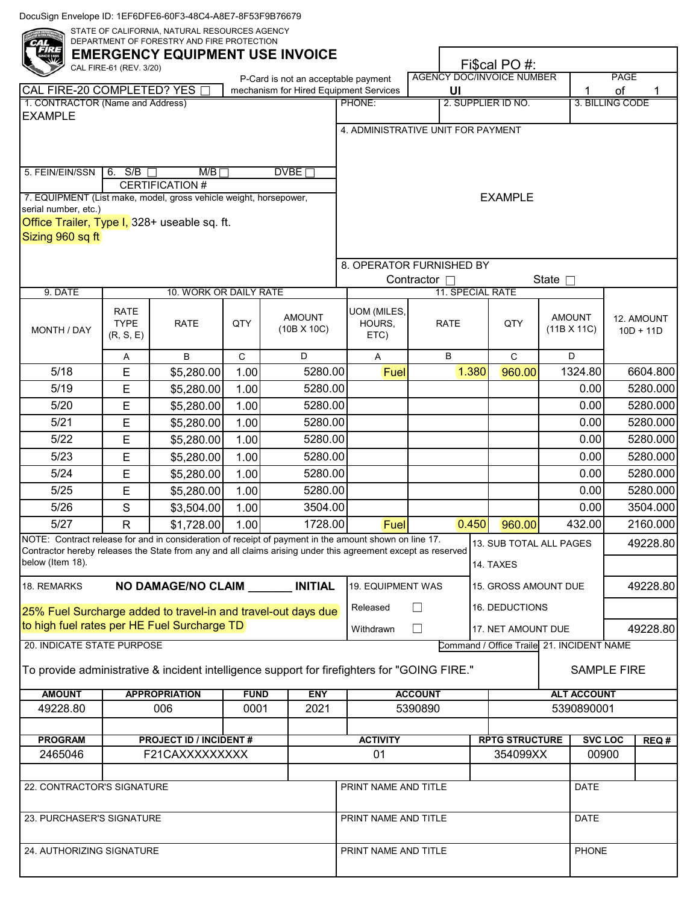DocuSign Envelope ID: 1EF6DFE6-60F3-48C4-A8E7-8F53F9B76679

STATE OF CALIFORNIA, NATURAL RESOURCES AGENCY
DEPARTMENT OF FORESTRY AND FIRE PROTECTION

# EMERGENCY EQUIPMENT USE INVOICE

CAL FIRE-61 (REV. 3/20)

Fi$cal PO #:

CAL FIRE-20 COMPLETED? YES ☐

P-Card is not an acceptable payment mechanism for Hired Equipment Services

AGENCY DOC/INVOICE NUMBER: UI

PAGE 1 of 1

1. CONTRACTOR (Name and Address): EXAMPLE

PHONE:

2. SUPPLIER ID NO.

3. BILLING CODE

4. ADMINISTRATIVE UNIT FOR PAYMENT: EXAMPLE

5. FEIN/EIN/SSN

6. S/B ☐ M/B ☐ DVBE ☐
CERTIFICATION #

7. EQUIPMENT (List make, model, gross vehicle weight, horsepower, serial number, etc.)
Office Trailer, Type I, 328+ useable sq. ft.
Sizing 960 sq ft

8. OPERATOR FURNISHED BY: Contractor ☐ State ☐

| 9. DATE | 10. WORK OR DAILY RATE | | | | 11. SPECIAL RATE | | | | 12. AMOUNT 10D + 11D |
|---|---|---|---|---|---|---|---|---|---|
| MONTH / DAY | RATE TYPE (R, S, E) | RATE | QTY | AMOUNT (10B X 10C) | UOM (MILES, HOURS, ETC) | RATE | QTY | AMOUNT (11B X 11C) | |
| | A | B | C | D | A | B | C | D | |
| 5/18 | E | $5,280.00 | 1.00 | 5280.00 | Fuel | 1.380 | 960.00 | 1324.80 | 6604.800 |
| 5/19 | E | $5,280.00 | 1.00 | 5280.00 | | | | 0.00 | 5280.000 |
| 5/20 | E | $5,280.00 | 1.00 | 5280.00 | | | | 0.00 | 5280.000 |
| 5/21 | E | $5,280.00 | 1.00 | 5280.00 | | | | 0.00 | 5280.000 |
| 5/22 | E | $5,280.00 | 1.00 | 5280.00 | | | | 0.00 | 5280.000 |
| 5/23 | E | $5,280.00 | 1.00 | 5280.00 | | | | 0.00 | 5280.000 |
| 5/24 | E | $5,280.00 | 1.00 | 5280.00 | | | | 0.00 | 5280.000 |
| 5/25 | E | $5,280.00 | 1.00 | 5280.00 | | | | 0.00 | 5280.000 |
| 5/26 | S | $3,504.00 | 1.00 | 3504.00 | | | | 0.00 | 3504.000 |
| 5/27 | R | $1,728.00 | 1.00 | 1728.00 | Fuel | 0.450 | 960.00 | 432.00 | 2160.000 |

NOTE: Contract release for and in consideration of receipt of payment in the amount shown on line 17. Contractor hereby releases the State from any and all claims arising under this agreement except as reserved below (Item 18).

| | |
|---|---|
| 13. SUB TOTAL ALL PAGES | 49228.80 |
| 14. TAXES | |
| 15. GROSS AMOUNT DUE | 49228.80 |
| 16. DEDUCTIONS | |
| 17. NET AMOUNT DUE | 49228.80 |

18. REMARKS **NO DAMAGE/NO CLAIM _______ INITIAL**

25% Fuel Surcharge added to travel-in and travel-out days due to high fuel rates per HE Fuel Surcharge TD

19. EQUIPMENT WAS
Released ☐
Withdrawn ☐

20. INDICATE STATE PURPOSE: Command / Office Traile
To provide administrative & incident intelligence support for firefighters for "GOING FIRE."

21. INCIDENT NAME: SAMPLE FIRE

| AMOUNT | APPROPRIATION | FUND | ENY | ACCOUNT | ALT ACCOUNT |
|---|---|---|---|---|---|
| 49228.80 | 006 | 0001 | 2021 | 5390890 | 5390890001 |
| | | | | | |

| PROGRAM | PROJECT ID / INCIDENT # | ACTIVITY | RPTG STRUCTURE | SVC LOC | REQ # |
|---|---|---|---|---|---|
| 2465046 | F21CAXXXXXXXXX | 01 | 354099XX | 00900 | |
| | | | | | |

| | | |
|---|---|---|
| 22. CONTRACTOR'S SIGNATURE | PRINT NAME AND TITLE | DATE |
| 23. PURCHASER'S SIGNATURE | PRINT NAME AND TITLE | DATE |
| 24. AUTHORIZING SIGNATURE | PRINT NAME AND TITLE | PHONE |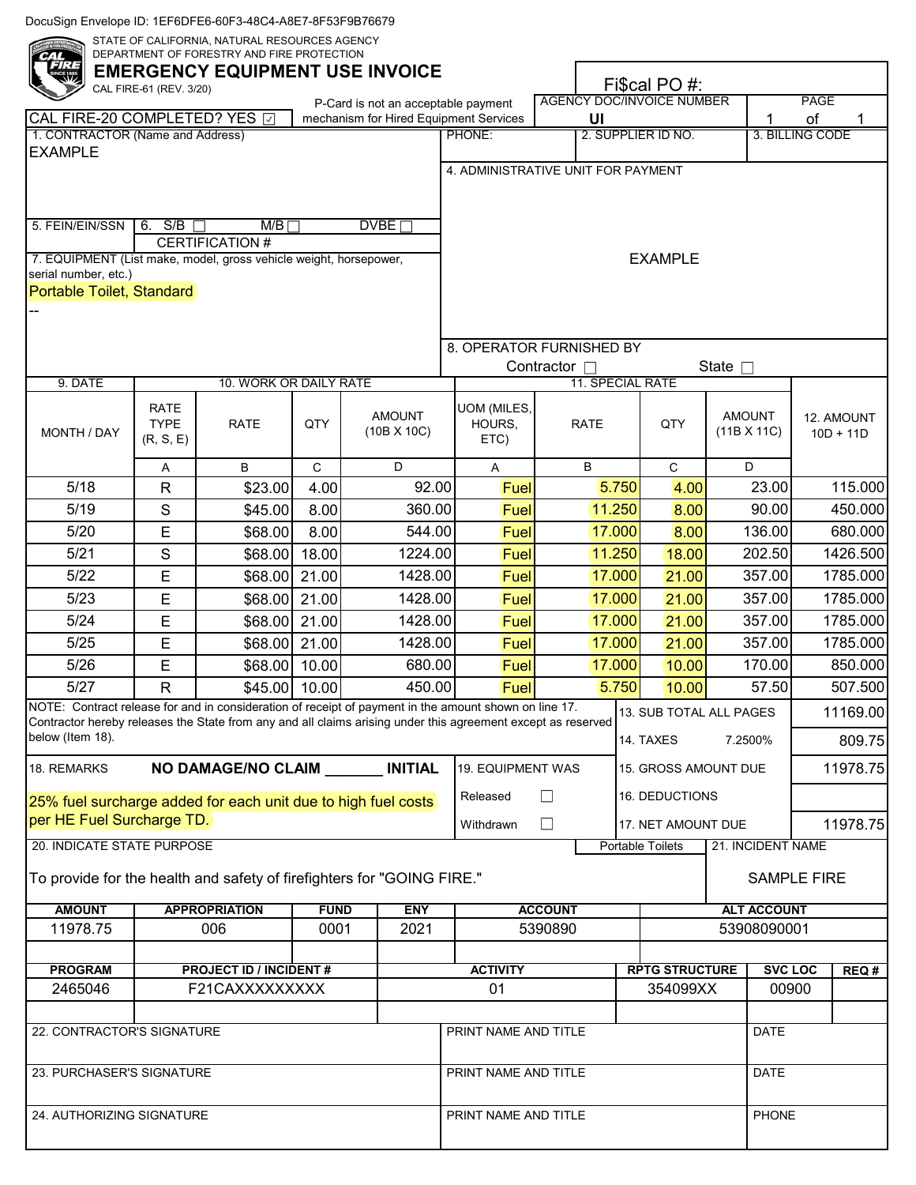DocuSign Envelope ID: 1EF6DFE6-60F3-48C4-A8E7-8F53F9B76679

STATE OF CALIFORNIA, NATURAL RESOURCES AGENCY
DEPARTMENT OF FORESTRY AND FIRE PROTECTION

# EMERGENCY EQUIPMENT USE INVOICE

CAL FIRE-61 (REV. 3/20)

Fi$cal PO #:

| CAL FIRE-20 COMPLETED? YES ☑ | P-Card is not an acceptable payment mechanism for Hired Equipment Services | AGENCY DOC/INVOICE NUMBER: UI | PAGE 1 of 1 |
|---|---|---|---|

| 1. CONTRACTOR (Name and Address) | PHONE: | 2. SUPPLIER ID NO. | 3. BILLING CODE |
|---|---|---|---|
| EXAMPLE | | | |

4. ADMINISTRATIVE UNIT FOR PAYMENT: EXAMPLE

5. FEIN/EIN/SSN

6. S/B ☐ M/B ☐ DVBE ☐ CERTIFICATION #

7. EQUIPMENT (List make, model, gross vehicle weight, horsepower, serial number, etc.)
Portable Toilet, Standard
--

8. OPERATOR FURNISHED BY: Contractor ☐ State ☐

| 9. DATE | 10. WORK OR DAILY RATE | | | | 11. SPECIAL RATE | | | | 12. AMOUNT 10D + 11D |
|---|---|---|---|---|---|---|---|---|---|
| MONTH / DAY | RATE TYPE (R, S, E) | RATE | QTY | AMOUNT (10B X 10C) | UOM (MILES, HOURS, ETC) | RATE | QTY | AMOUNT (11B X 11C) | |
| | A | B | C | D | A | B | C | D | |
| 5/18 | R | $23.00 | 4.00 | 92.00 | Fuel | 5.750 | 4.00 | 23.00 | 115.000 |
| 5/19 | S | $45.00 | 8.00 | 360.00 | Fuel | 11.250 | 8.00 | 90.00 | 450.000 |
| 5/20 | E | $68.00 | 8.00 | 544.00 | Fuel | 17.000 | 8.00 | 136.00 | 680.000 |
| 5/21 | S | $68.00 | 18.00 | 1224.00 | Fuel | 11.250 | 18.00 | 202.50 | 1426.500 |
| 5/22 | E | $68.00 | 21.00 | 1428.00 | Fuel | 17.000 | 21.00 | 357.00 | 1785.000 |
| 5/23 | E | $68.00 | 21.00 | 1428.00 | Fuel | 17.000 | 21.00 | 357.00 | 1785.000 |
| 5/24 | E | $68.00 | 21.00 | 1428.00 | Fuel | 17.000 | 21.00 | 357.00 | 1785.000 |
| 5/25 | E | $68.00 | 21.00 | 1428.00 | Fuel | 17.000 | 21.00 | 357.00 | 1785.000 |
| 5/26 | E | $68.00 | 10.00 | 680.00 | Fuel | 17.000 | 10.00 | 170.00 | 850.000 |
| 5/27 | R | $45.00 | 10.00 | 450.00 | Fuel | 5.750 | 10.00 | 57.50 | 507.500 |

NOTE: Contract release for and in consideration of receipt of payment in the amount shown on line 17. Contractor hereby releases the State from any and all claims arising under this agreement except as reserved below (Item 18).

| | |
|---|---|
| 13. SUB TOTAL ALL PAGES | 11169.00 |
| 14. TAXES 7.2500% | 809.75 |
| 15. GROSS AMOUNT DUE | 11978.75 |
| 16. DEDUCTIONS | |
| 17. NET AMOUNT DUE | 11978.75 |

18. REMARKS **NO DAMAGE/NO CLAIM _______ INITIAL**

25% fuel surcharge added for each unit due to high fuel costs per HE Fuel Surcharge TD.

19. EQUIPMENT WAS: Released ☐ Withdrawn ☐

20. INDICATE STATE PURPOSE: Portable Toilets

To provide for the health and safety of firefighters for "GOING FIRE."

21. INCIDENT NAME: SAMPLE FIRE

| AMOUNT | APPROPRIATION | FUND | ENY | ACCOUNT | ALT ACCOUNT |
|---|---|---|---|---|---|
| 11978.75 | 006 | 0001 | 2021 | 5390890 | 53908090001 |

| PROGRAM | PROJECT ID / INCIDENT # | ACTIVITY | RPTG STRUCTURE | SVC LOC | REQ # |
|---|---|---|---|---|---|
| 2465046 | F21CAXXXXXXXXX | 01 | 354099XX | 00900 | |

| 22. CONTRACTOR'S SIGNATURE | PRINT NAME AND TITLE | DATE |
|---|---|---|
| 23. PURCHASER'S SIGNATURE | PRINT NAME AND TITLE | DATE |
| 24. AUTHORIZING SIGNATURE | PRINT NAME AND TITLE | PHONE |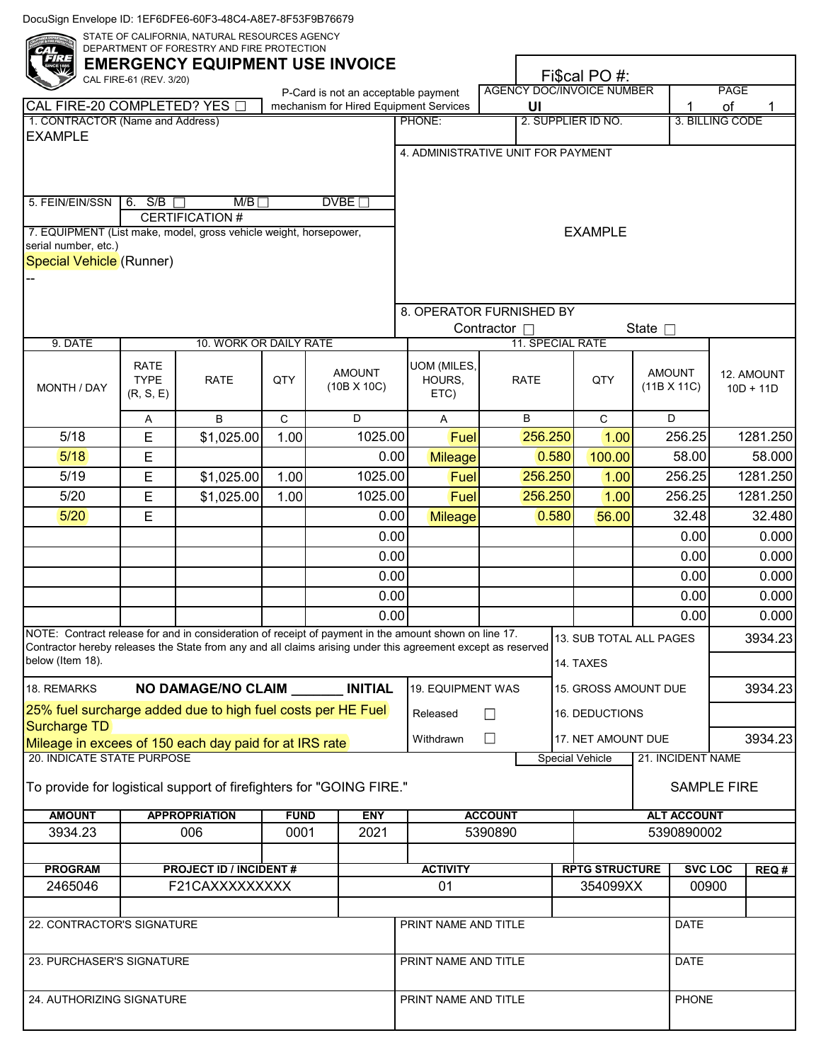DocuSign Envelope ID: 1EF6DFE6-60F3-48C4-A8E7-8F53F9B76679

STATE OF CALIFORNIA, NATURAL RESOURCES AGENCY
DEPARTMENT OF FORESTRY AND FIRE PROTECTION

# EMERGENCY EQUIPMENT USE INVOICE

CAL FIRE-61 (REV. 3/20)

Fi$cal PO #:

CAL FIRE-20 COMPLETED? YES ☐

P-Card is not an acceptable payment mechanism for Hired Equipment Services

AGENCY DOC/INVOICE NUMBER: UI

PAGE 1 of 1

1. CONTRACTOR (Name and Address): EXAMPLE

PHONE:

2. SUPPLIER ID NO.

3. BILLING CODE

4. ADMINISTRATIVE UNIT FOR PAYMENT: EXAMPLE

5. FEIN/EIN/SSN

6. S/B ☐ M/B ☐ DVBE ☐ CERTIFICATION #

7. EQUIPMENT (List make, model, gross vehicle weight, horsepower, serial number, etc.)
Special Vehicle (Runner)
--

8. OPERATOR FURNISHED BY Contractor ☐ State ☐

| 9. DATE | 10. WORK OR DAILY RATE | | | | 11. SPECIAL RATE | | | | 12. AMOUNT 10D + 11D |
|---|---|---|---|---|---|---|---|---|---|
| MONTH / DAY | RATE TYPE (R, S, E) | RATE | QTY | AMOUNT (10B X 10C) | UOM (MILES, HOURS, ETC) | RATE | QTY | AMOUNT (11B X 11C) | |
| | A | B | C | D | A | B | C | D | |
| 5/18 | E | $1,025.00 | 1.00 | 1025.00 | Fuel | 256.250 | 1.00 | 256.25 | 1281.250 |
| 5/18 | E | | | 0.00 | Mileage | 0.580 | 100.00 | 58.00 | 58.000 |
| 5/19 | E | $1,025.00 | 1.00 | 1025.00 | Fuel | 256.250 | 1.00 | 256.25 | 1281.250 |
| 5/20 | E | $1,025.00 | 1.00 | 1025.00 | Fuel | 256.250 | 1.00 | 256.25 | 1281.250 |
| 5/20 | E | | | 0.00 | Mileage | 0.580 | 56.00 | 32.48 | 32.480 |
| | | | | 0.00 | | | | 0.00 | 0.000 |
| | | | | 0.00 | | | | 0.00 | 0.000 |
| | | | | 0.00 | | | | 0.00 | 0.000 |
| | | | | 0.00 | | | | 0.00 | 0.000 |
| | | | | 0.00 | | | | 0.00 | 0.000 |

NOTE: Contract release for and in consideration of receipt of payment in the amount shown on line 17. Contractor hereby releases the State from any and all claims arising under this agreement except as reserved below (Item 18).

| | |
|---|---|
| 13. SUB TOTAL ALL PAGES | 3934.23 |
| 14. TAXES | |
| 15. GROSS AMOUNT DUE | 3934.23 |
| 16. DEDUCTIONS | |
| 17. NET AMOUNT DUE | 3934.23 |

18. REMARKS **NO DAMAGE/NO CLAIM _______ INITIAL**

25% fuel surcharge added due to high fuel costs per HE Fuel Surcharge TD
Mileage in excees of 150 each day paid for at IRS rate

19. EQUIPMENT WAS Released ☐ Withdrawn ☐

20. INDICATE STATE PURPOSE

To provide for logistical support of firefighters for "GOING FIRE."

Special Vehicle

21. INCIDENT NAME: SAMPLE FIRE

| AMOUNT | APPROPRIATION | FUND | ENY | ACCOUNT | ALT ACCOUNT |
|---|---|---|---|---|---|
| 3934.23 | 006 | 0001 | 2021 | 5390890 | 5390890002 |
| | | | | | |

| PROGRAM | PROJECT ID / INCIDENT # | ACTIVITY | RPTG STRUCTURE | SVC LOC | REQ # |
|---|---|---|---|---|---|
| 2465046 | F21CAXXXXXXXXX | 01 | 354099XX | 00900 | |
| | | | | | |

| | | |
|---|---|---|
| 22. CONTRACTOR'S SIGNATURE | PRINT NAME AND TITLE | DATE |
| 23. PURCHASER'S SIGNATURE | PRINT NAME AND TITLE | DATE |
| 24. AUTHORIZING SIGNATURE | PRINT NAME AND TITLE | PHONE |